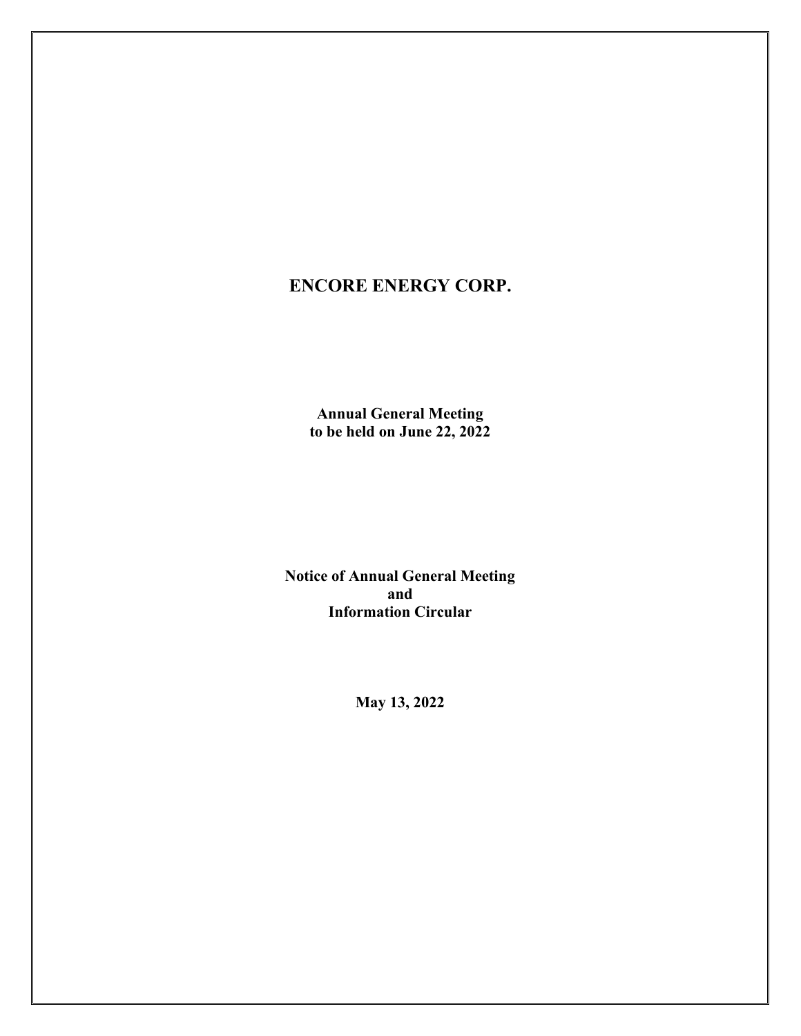# ENCORE ENERGY CORP.

**Annual General Meeting**
**to be held on June 22, 2022**

**Notice of Annual General Meeting**
**and**
**Information Circular**

**May 13, 2022**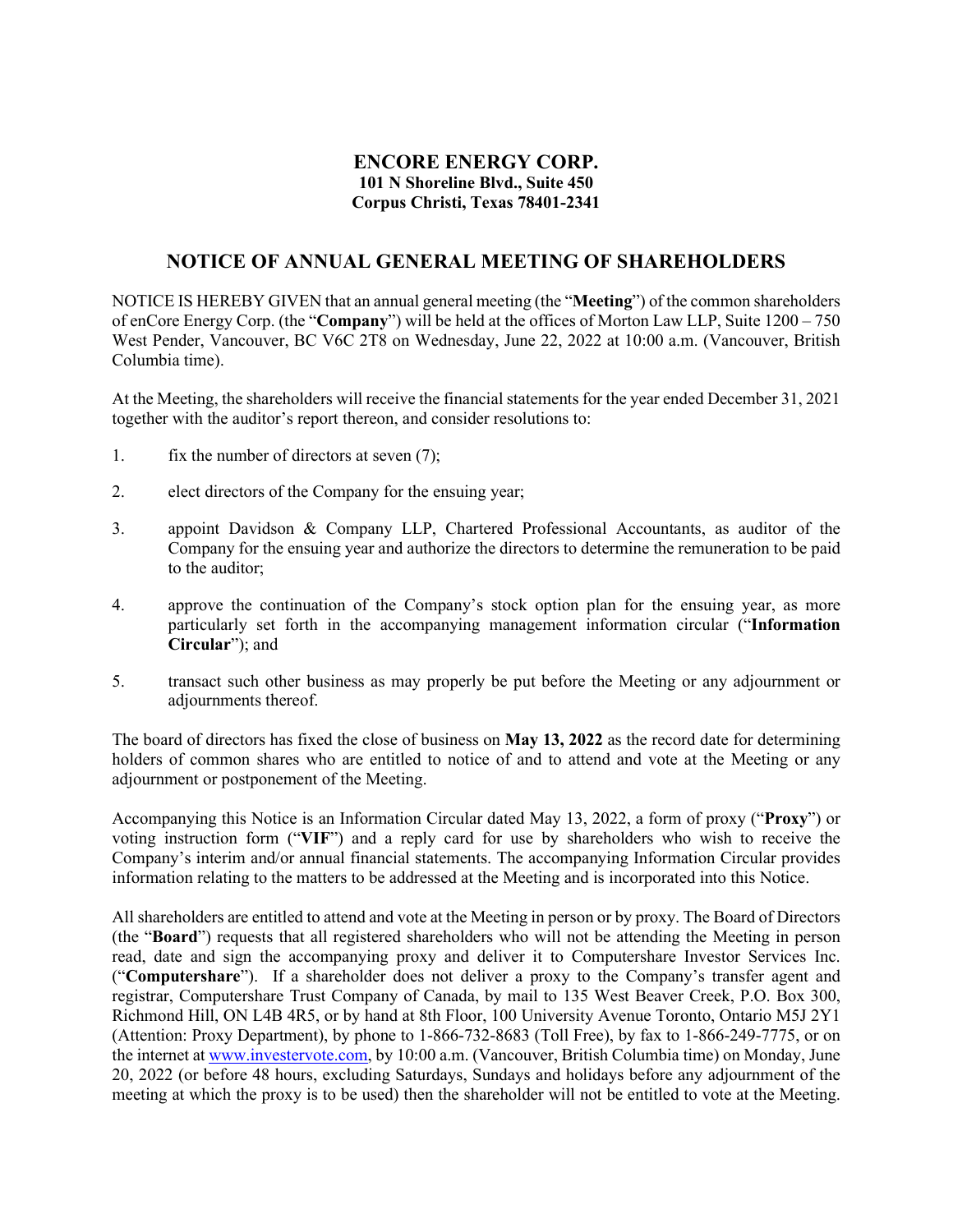# ENCORE ENERGY CORP.

**101 N Shoreline Blvd., Suite 450**
**Corpus Christi, Texas 78401-2341**

## NOTICE OF ANNUAL GENERAL MEETING OF SHAREHOLDERS

NOTICE IS HEREBY GIVEN that an annual general meeting (the "**Meeting**") of the common shareholders of enCore Energy Corp. (the "**Company**") will be held at the offices of Morton Law LLP, Suite 1200 – 750 West Pender, Vancouver, BC V6C 2T8 on Wednesday, June 22, 2022 at 10:00 a.m. (Vancouver, British Columbia time).

At the Meeting, the shareholders will receive the financial statements for the year ended December 31, 2021 together with the auditor's report thereon, and consider resolutions to:

1. fix the number of directors at seven (7);
2. elect directors of the Company for the ensuing year;
3. appoint Davidson & Company LLP, Chartered Professional Accountants, as auditor of the Company for the ensuing year and authorize the directors to determine the remuneration to be paid to the auditor;
4. approve the continuation of the Company's stock option plan for the ensuing year, as more particularly set forth in the accompanying management information circular ("**Information Circular**"); and
5. transact such other business as may properly be put before the Meeting or any adjournment or adjournments thereof.

The board of directors has fixed the close of business on **May 13, 2022** as the record date for determining holders of common shares who are entitled to notice of and to attend and vote at the Meeting or any adjournment or postponement of the Meeting.

Accompanying this Notice is an Information Circular dated May 13, 2022, a form of proxy ("**Proxy**") or voting instruction form ("**VIF**") and a reply card for use by shareholders who wish to receive the Company's interim and/or annual financial statements. The accompanying Information Circular provides information relating to the matters to be addressed at the Meeting and is incorporated into this Notice.

All shareholders are entitled to attend and vote at the Meeting in person or by proxy. The Board of Directors (the "**Board**") requests that all registered shareholders who will not be attending the Meeting in person read, date and sign the accompanying proxy and deliver it to Computershare Investor Services Inc. ("**Computershare**"). If a shareholder does not deliver a proxy to the Company's transfer agent and registrar, Computershare Trust Company of Canada, by mail to 135 West Beaver Creek, P.O. Box 300, Richmond Hill, ON L4B 4R5, or by hand at 8th Floor, 100 University Avenue Toronto, Ontario M5J 2Y1 (Attention: Proxy Department), by phone to 1-866-732-8683 (Toll Free), by fax to 1-866-249-7775, or on the internet at www.investervote.com, by 10:00 a.m. (Vancouver, British Columbia time) on Monday, June 20, 2022 (or before 48 hours, excluding Saturdays, Sundays and holidays before any adjournment of the meeting at which the proxy is to be used) then the shareholder will not be entitled to vote at the Meeting.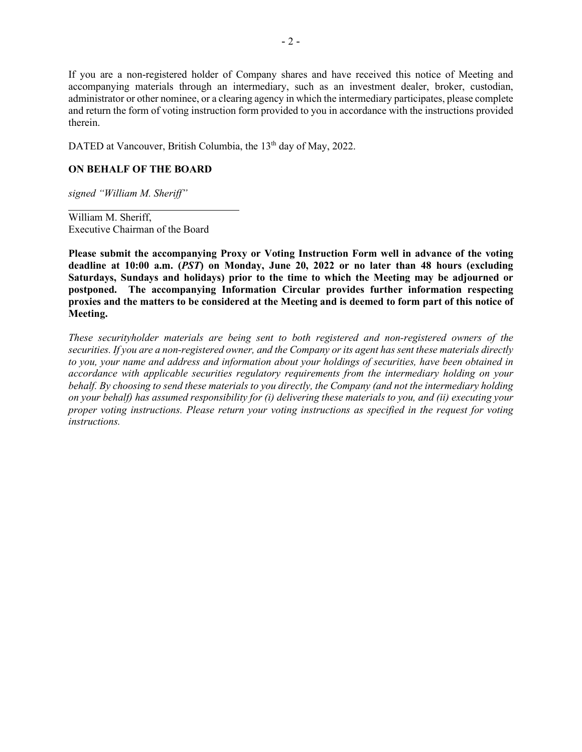If you are a non-registered holder of Company shares and have received this notice of Meeting and accompanying materials through an intermediary, such as an investment dealer, broker, custodian, administrator or other nominee, or a clearing agency in which the intermediary participates, please complete and return the form of voting instruction form provided to you in accordance with the instructions provided therein.

DATED at Vancouver, British Columbia, the 13th day of May, 2022.

**ON BEHALF OF THE BOARD**

*signed "William M. Sheriff"*

William M. Sheriff,
Executive Chairman of the Board

**Please submit the accompanying Proxy or Voting Instruction Form well in advance of the voting deadline at 10:00 a.m. (*PST*) on Monday, June 20, 2022 or no later than 48 hours (excluding Saturdays, Sundays and holidays) prior to the time to which the Meeting may be adjourned or postponed. The accompanying Information Circular provides further information respecting proxies and the matters to be considered at the Meeting and is deemed to form part of this notice of Meeting.**

*These securityholder materials are being sent to both registered and non-registered owners of the securities. If you are a non-registered owner, and the Company or its agent has sent these materials directly to you, your name and address and information about your holdings of securities, have been obtained in accordance with applicable securities regulatory requirements from the intermediary holding on your behalf. By choosing to send these materials to you directly, the Company (and not the intermediary holding on your behalf) has assumed responsibility for (i) delivering these materials to you, and (ii) executing your proper voting instructions. Please return your voting instructions as specified in the request for voting instructions.*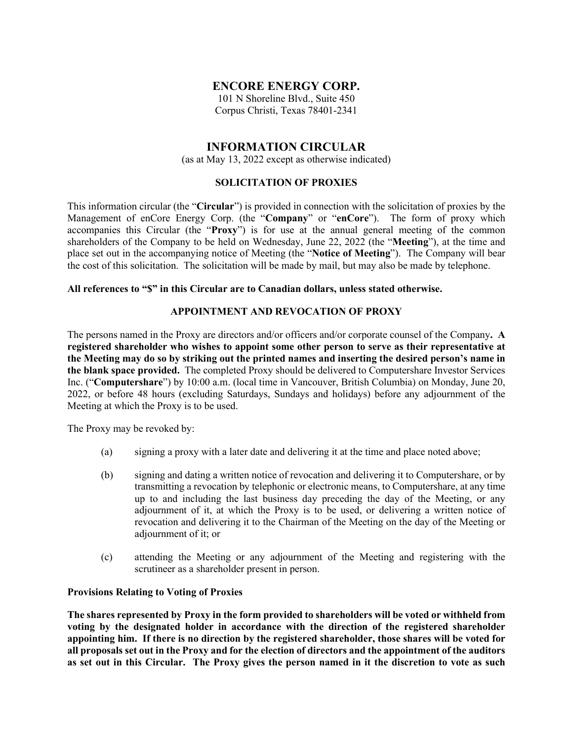# ENCORE ENERGY CORP.

101 N Shoreline Blvd., Suite 450
Corpus Christi, Texas 78401-2341

# INFORMATION CIRCULAR

(as at May 13, 2022 except as otherwise indicated)

## SOLICITATION OF PROXIES

This information circular (the "**Circular**") is provided in connection with the solicitation of proxies by the Management of enCore Energy Corp. (the "**Company**" or "**enCore**"). The form of proxy which accompanies this Circular (the "**Proxy**") is for use at the annual general meeting of the common shareholders of the Company to be held on Wednesday, June 22, 2022 (the "**Meeting**"), at the time and place set out in the accompanying notice of Meeting (the "**Notice of Meeting**"). The Company will bear the cost of this solicitation. The solicitation will be made by mail, but may also be made by telephone.

**All references to "$" in this Circular are to Canadian dollars, unless stated otherwise.**

## APPOINTMENT AND REVOCATION OF PROXY

The persons named in the Proxy are directors and/or officers and/or corporate counsel of the Company**. A registered shareholder who wishes to appoint some other person to serve as their representative at the Meeting may do so by striking out the printed names and inserting the desired person's name in the blank space provided.** The completed Proxy should be delivered to Computershare Investor Services Inc. ("**Computershare**") by 10:00 a.m. (local time in Vancouver, British Columbia) on Monday, June 20, 2022, or before 48 hours (excluding Saturdays, Sundays and holidays) before any adjournment of the Meeting at which the Proxy is to be used.

The Proxy may be revoked by:

(a) signing a proxy with a later date and delivering it at the time and place noted above;

(b) signing and dating a written notice of revocation and delivering it to Computershare, or by transmitting a revocation by telephonic or electronic means, to Computershare, at any time up to and including the last business day preceding the day of the Meeting, or any adjournment of it, at which the Proxy is to be used, or delivering a written notice of revocation and delivering it to the Chairman of the Meeting on the day of the Meeting or adjournment of it; or

(c) attending the Meeting or any adjournment of the Meeting and registering with the scrutineer as a shareholder present in person.

### Provisions Relating to Voting of Proxies

**The shares represented by Proxy in the form provided to shareholders will be voted or withheld from voting by the designated holder in accordance with the direction of the registered shareholder appointing him. If there is no direction by the registered shareholder, those shares will be voted for all proposals set out in the Proxy and for the election of directors and the appointment of the auditors as set out in this Circular. The Proxy gives the person named in it the discretion to vote as such**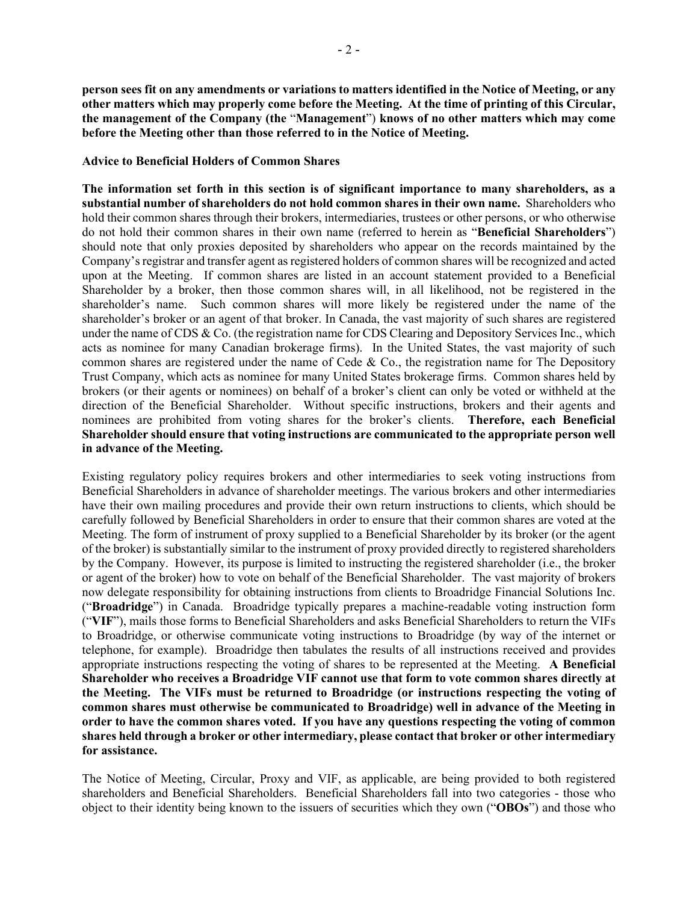**person sees fit on any amendments or variations to matters identified in the Notice of Meeting, or any other matters which may properly come before the Meeting. At the time of printing of this Circular, the management of the Company (the "Management") knows of no other matters which may come before the Meeting other than those referred to in the Notice of Meeting.**

**Advice to Beneficial Holders of Common Shares**

**The information set forth in this section is of significant importance to many shareholders, as a substantial number of shareholders do not hold common shares in their own name.** Shareholders who hold their common shares through their brokers, intermediaries, trustees or other persons, or who otherwise do not hold their common shares in their own name (referred to herein as "**Beneficial Shareholders**") should note that only proxies deposited by shareholders who appear on the records maintained by the Company's registrar and transfer agent as registered holders of common shares will be recognized and acted upon at the Meeting. If common shares are listed in an account statement provided to a Beneficial Shareholder by a broker, then those common shares will, in all likelihood, not be registered in the shareholder's name. Such common shares will more likely be registered under the name of the shareholder's broker or an agent of that broker. In Canada, the vast majority of such shares are registered under the name of CDS & Co. (the registration name for CDS Clearing and Depository Services Inc., which acts as nominee for many Canadian brokerage firms). In the United States, the vast majority of such common shares are registered under the name of Cede & Co., the registration name for The Depository Trust Company, which acts as nominee for many United States brokerage firms. Common shares held by brokers (or their agents or nominees) on behalf of a broker's client can only be voted or withheld at the direction of the Beneficial Shareholder. Without specific instructions, brokers and their agents and nominees are prohibited from voting shares for the broker's clients. **Therefore, each Beneficial Shareholder should ensure that voting instructions are communicated to the appropriate person well in advance of the Meeting.**

Existing regulatory policy requires brokers and other intermediaries to seek voting instructions from Beneficial Shareholders in advance of shareholder meetings. The various brokers and other intermediaries have their own mailing procedures and provide their own return instructions to clients, which should be carefully followed by Beneficial Shareholders in order to ensure that their common shares are voted at the Meeting. The form of instrument of proxy supplied to a Beneficial Shareholder by its broker (or the agent of the broker) is substantially similar to the instrument of proxy provided directly to registered shareholders by the Company. However, its purpose is limited to instructing the registered shareholder (i.e., the broker or agent of the broker) how to vote on behalf of the Beneficial Shareholder. The vast majority of brokers now delegate responsibility for obtaining instructions from clients to Broadridge Financial Solutions Inc. ("**Broadridge**") in Canada. Broadridge typically prepares a machine-readable voting instruction form ("**VIF**"), mails those forms to Beneficial Shareholders and asks Beneficial Shareholders to return the VIFs to Broadridge, or otherwise communicate voting instructions to Broadridge (by way of the internet or telephone, for example). Broadridge then tabulates the results of all instructions received and provides appropriate instructions respecting the voting of shares to be represented at the Meeting. **A Beneficial Shareholder who receives a Broadridge VIF cannot use that form to vote common shares directly at the Meeting. The VIFs must be returned to Broadridge (or instructions respecting the voting of common shares must otherwise be communicated to Broadridge) well in advance of the Meeting in order to have the common shares voted. If you have any questions respecting the voting of common shares held through a broker or other intermediary, please contact that broker or other intermediary for assistance.**

The Notice of Meeting, Circular, Proxy and VIF, as applicable, are being provided to both registered shareholders and Beneficial Shareholders. Beneficial Shareholders fall into two categories - those who object to their identity being known to the issuers of securities which they own ("**OBOs**") and those who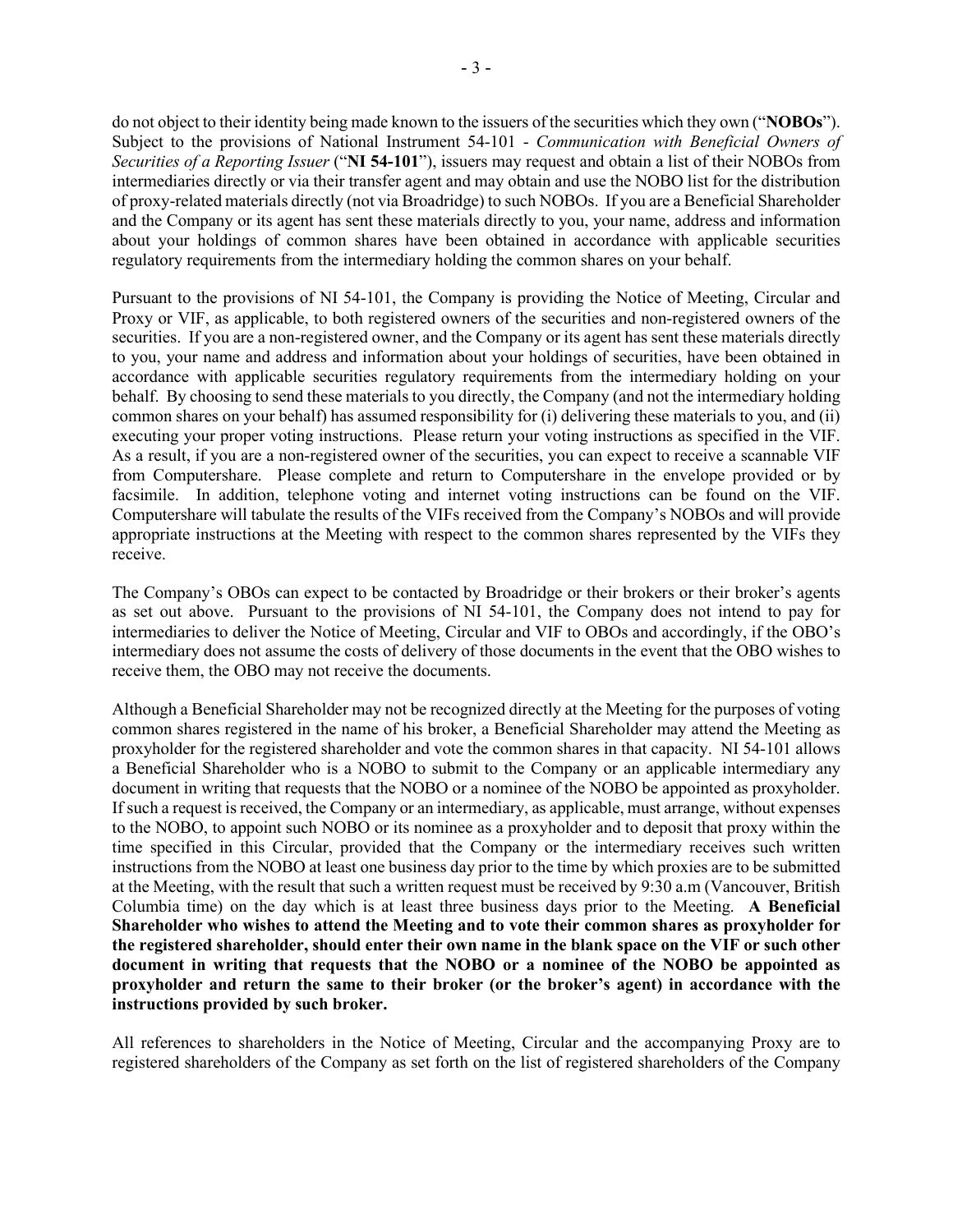do not object to their identity being made known to the issuers of the securities which they own ("**NOBOs**"). Subject to the provisions of National Instrument 54-101 - *Communication with Beneficial Owners of Securities of a Reporting Issuer* ("**NI 54-101**"), issuers may request and obtain a list of their NOBOs from intermediaries directly or via their transfer agent and may obtain and use the NOBO list for the distribution of proxy-related materials directly (not via Broadridge) to such NOBOs. If you are a Beneficial Shareholder and the Company or its agent has sent these materials directly to you, your name, address and information about your holdings of common shares have been obtained in accordance with applicable securities regulatory requirements from the intermediary holding the common shares on your behalf.

Pursuant to the provisions of NI 54-101, the Company is providing the Notice of Meeting, Circular and Proxy or VIF, as applicable, to both registered owners of the securities and non-registered owners of the securities. If you are a non-registered owner, and the Company or its agent has sent these materials directly to you, your name and address and information about your holdings of securities, have been obtained in accordance with applicable securities regulatory requirements from the intermediary holding on your behalf. By choosing to send these materials to you directly, the Company (and not the intermediary holding common shares on your behalf) has assumed responsibility for (i) delivering these materials to you, and (ii) executing your proper voting instructions. Please return your voting instructions as specified in the VIF. As a result, if you are a non-registered owner of the securities, you can expect to receive a scannable VIF from Computershare. Please complete and return to Computershare in the envelope provided or by facsimile. In addition, telephone voting and internet voting instructions can be found on the VIF. Computershare will tabulate the results of the VIFs received from the Company's NOBOs and will provide appropriate instructions at the Meeting with respect to the common shares represented by the VIFs they receive.

The Company's OBOs can expect to be contacted by Broadridge or their brokers or their broker's agents as set out above. Pursuant to the provisions of NI 54-101, the Company does not intend to pay for intermediaries to deliver the Notice of Meeting, Circular and VIF to OBOs and accordingly, if the OBO's intermediary does not assume the costs of delivery of those documents in the event that the OBO wishes to receive them, the OBO may not receive the documents.

Although a Beneficial Shareholder may not be recognized directly at the Meeting for the purposes of voting common shares registered in the name of his broker, a Beneficial Shareholder may attend the Meeting as proxyholder for the registered shareholder and vote the common shares in that capacity. NI 54-101 allows a Beneficial Shareholder who is a NOBO to submit to the Company or an applicable intermediary any document in writing that requests that the NOBO or a nominee of the NOBO be appointed as proxyholder. If such a request is received, the Company or an intermediary, as applicable, must arrange, without expenses to the NOBO, to appoint such NOBO or its nominee as a proxyholder and to deposit that proxy within the time specified in this Circular, provided that the Company or the intermediary receives such written instructions from the NOBO at least one business day prior to the time by which proxies are to be submitted at the Meeting, with the result that such a written request must be received by 9:30 a.m (Vancouver, British Columbia time) on the day which is at least three business days prior to the Meeting. **A Beneficial Shareholder who wishes to attend the Meeting and to vote their common shares as proxyholder for the registered shareholder, should enter their own name in the blank space on the VIF or such other document in writing that requests that the NOBO or a nominee of the NOBO be appointed as proxyholder and return the same to their broker (or the broker's agent) in accordance with the instructions provided by such broker.**

All references to shareholders in the Notice of Meeting, Circular and the accompanying Proxy are to registered shareholders of the Company as set forth on the list of registered shareholders of the Company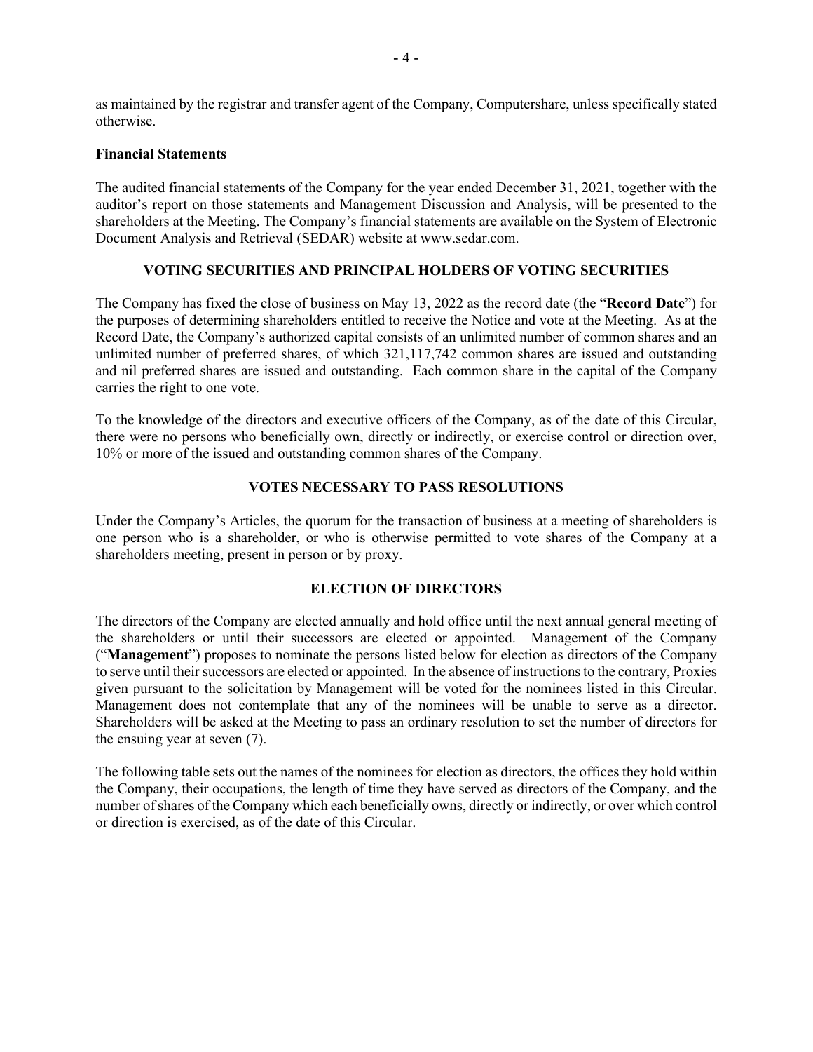as maintained by the registrar and transfer agent of the Company, Computershare, unless specifically stated otherwise.

**Financial Statements**

The audited financial statements of the Company for the year ended December 31, 2021, together with the auditor's report on those statements and Management Discussion and Analysis, will be presented to the shareholders at the Meeting. The Company's financial statements are available on the System of Electronic Document Analysis and Retrieval (SEDAR) website at www.sedar.com.

## VOTING SECURITIES AND PRINCIPAL HOLDERS OF VOTING SECURITIES

The Company has fixed the close of business on May 13, 2022 as the record date (the "**Record Date**") for the purposes of determining shareholders entitled to receive the Notice and vote at the Meeting. As at the Record Date, the Company's authorized capital consists of an unlimited number of common shares and an unlimited number of preferred shares, of which 321,117,742 common shares are issued and outstanding and nil preferred shares are issued and outstanding. Each common share in the capital of the Company carries the right to one vote.

To the knowledge of the directors and executive officers of the Company, as of the date of this Circular, there were no persons who beneficially own, directly or indirectly, or exercise control or direction over, 10% or more of the issued and outstanding common shares of the Company.

## VOTES NECESSARY TO PASS RESOLUTIONS

Under the Company's Articles, the quorum for the transaction of business at a meeting of shareholders is one person who is a shareholder, or who is otherwise permitted to vote shares of the Company at a shareholders meeting, present in person or by proxy.

## ELECTION OF DIRECTORS

The directors of the Company are elected annually and hold office until the next annual general meeting of the shareholders or until their successors are elected or appointed. Management of the Company ("**Management**") proposes to nominate the persons listed below for election as directors of the Company to serve until their successors are elected or appointed. In the absence of instructions to the contrary, Proxies given pursuant to the solicitation by Management will be voted for the nominees listed in this Circular. Management does not contemplate that any of the nominees will be unable to serve as a director. Shareholders will be asked at the Meeting to pass an ordinary resolution to set the number of directors for the ensuing year at seven (7).

The following table sets out the names of the nominees for election as directors, the offices they hold within the Company, their occupations, the length of time they have served as directors of the Company, and the number of shares of the Company which each beneficially owns, directly or indirectly, or over which control or direction is exercised, as of the date of this Circular.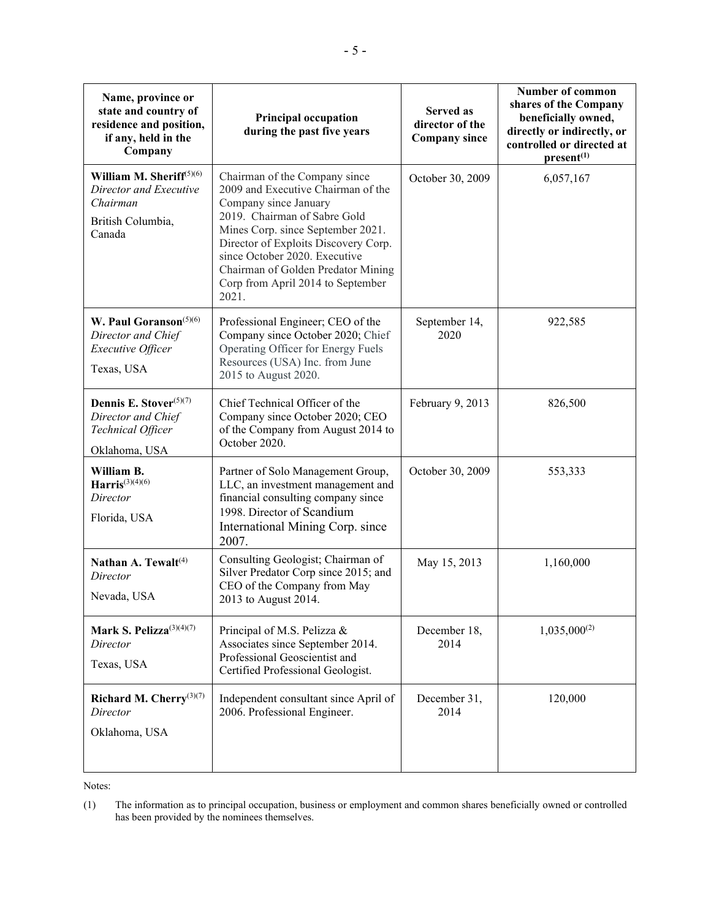| Name, province or state and country of residence and position, if any, held in the Company | Principal occupation during the past five years | Served as director of the Company since | Number of common shares of the Company beneficially owned, directly or indirectly, or controlled or directed at present[(1)] |
|---|---|---|---|
| **William M. Sheriff**[(5)(6)] *Director and Executive Chairman* British Columbia, Canada | Chairman of the Company since 2009 and Executive Chairman of the Company since January 2019. Chairman of Sabre Gold Mines Corp. since September 2021. Director of Exploits Discovery Corp. since October 2020. Executive Chairman of Golden Predator Mining Corp from April 2014 to September 2021. | October 30, 2009 | 6,057,167 |
| **W. Paul Goranson**[(5)(6)] *Director and Chief Executive Officer* Texas, USA | Professional Engineer; CEO of the Company since October 2020; Chief Operating Officer for Energy Fuels Resources (USA) Inc. from June 2015 to August 2020. | September 14, 2020 | 922,585 |
| **Dennis E. Stover**[(5)(7)] *Director and Chief Technical Officer* Oklahoma, USA | Chief Technical Officer of the Company since October 2020; CEO of the Company from August 2014 to October 2020. | February 9, 2013 | 826,500 |
| **William B. Harris**[(3)(4)(6)] *Director* Florida, USA | Partner of Solo Management Group, LLC, an investment management and financial consulting company since 1998. Director of Scandium International Mining Corp. since 2007. | October 30, 2009 | 553,333 |
| **Nathan A. Tewalt**[(4)] *Director* Nevada, USA | Consulting Geologist; Chairman of Silver Predator Corp since 2015; and CEO of the Company from May 2013 to August 2014. | May 15, 2013 | 1,160,000 |
| **Mark S. Pelizza**[(3)(4)(7)] *Director* Texas, USA | Principal of M.S. Pelizza & Associates since September 2014. Professional Geoscientist and Certified Professional Geologist. | December 18, 2014 | 1,035,000[(2)] |
| **Richard M. Cherry**[(3)(7)] *Director* Oklahoma, USA | Independent consultant since April of 2006. Professional Engineer. | December 31, 2014 | 120,000 |

Notes:

(1) The information as to principal occupation, business or employment and common shares beneficially owned or controlled has been provided by the nominees themselves.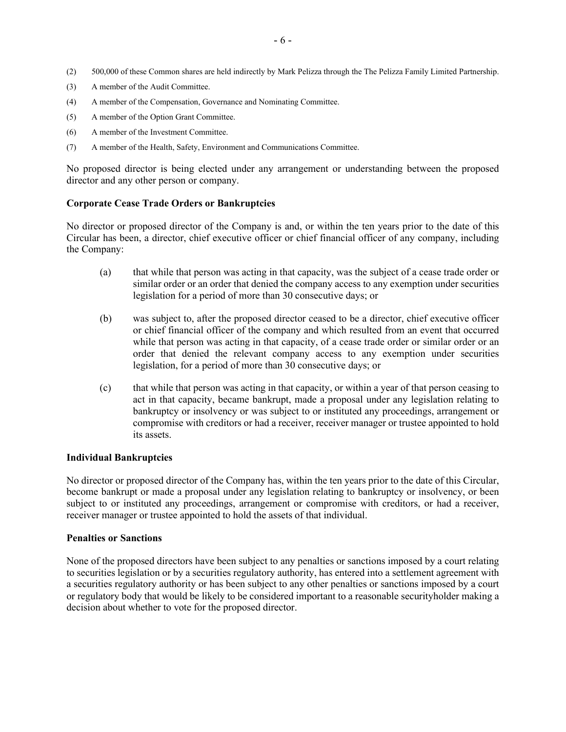(2) 500,000 of these Common shares are held indirectly by Mark Pelizza through the The Pelizza Family Limited Partnership.

(3) A member of the Audit Committee.

(4) A member of the Compensation, Governance and Nominating Committee.

(5) A member of the Option Grant Committee.

(6) A member of the Investment Committee.

(7) A member of the Health, Safety, Environment and Communications Committee.

No proposed director is being elected under any arrangement or understanding between the proposed director and any other person or company.

**Corporate Cease Trade Orders or Bankruptcies**

No director or proposed director of the Company is and, or within the ten years prior to the date of this Circular has been, a director, chief executive officer or chief financial officer of any company, including the Company:

(a) that while that person was acting in that capacity, was the subject of a cease trade order or similar order or an order that denied the company access to any exemption under securities legislation for a period of more than 30 consecutive days; or

(b) was subject to, after the proposed director ceased to be a director, chief executive officer or chief financial officer of the company and which resulted from an event that occurred while that person was acting in that capacity, of a cease trade order or similar order or an order that denied the relevant company access to any exemption under securities legislation, for a period of more than 30 consecutive days; or

(c) that while that person was acting in that capacity, or within a year of that person ceasing to act in that capacity, became bankrupt, made a proposal under any legislation relating to bankruptcy or insolvency or was subject to or instituted any proceedings, arrangement or compromise with creditors or had a receiver, receiver manager or trustee appointed to hold its assets.

**Individual Bankruptcies**

No director or proposed director of the Company has, within the ten years prior to the date of this Circular, become bankrupt or made a proposal under any legislation relating to bankruptcy or insolvency, or been subject to or instituted any proceedings, arrangement or compromise with creditors, or had a receiver, receiver manager or trustee appointed to hold the assets of that individual.

**Penalties or Sanctions**

None of the proposed directors have been subject to any penalties or sanctions imposed by a court relating to securities legislation or by a securities regulatory authority, has entered into a settlement agreement with a securities regulatory authority or has been subject to any other penalties or sanctions imposed by a court or regulatory body that would be likely to be considered important to a reasonable securityholder making a decision about whether to vote for the proposed director.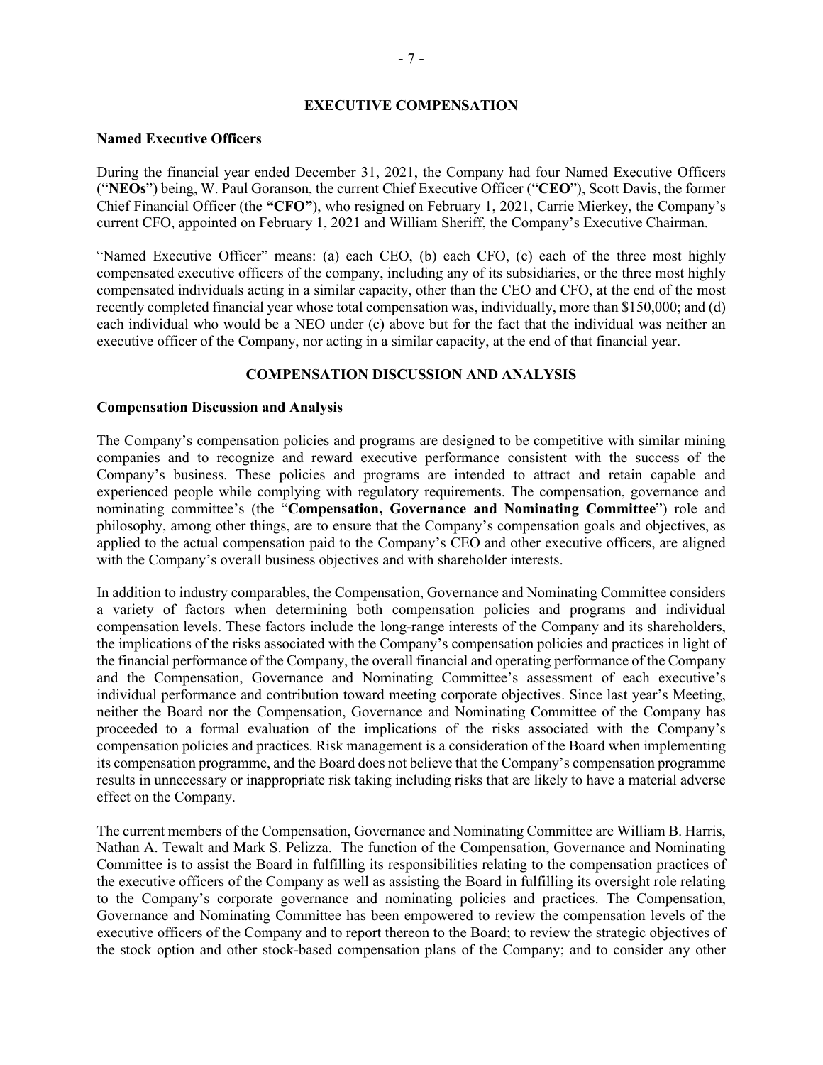## EXECUTIVE COMPENSATION

### Named Executive Officers

During the financial year ended December 31, 2021, the Company had four Named Executive Officers ("**NEOs**") being, W. Paul Goranson, the current Chief Executive Officer ("**CEO**"), Scott Davis, the former Chief Financial Officer (the **"CFO"**), who resigned on February 1, 2021, Carrie Mierkey, the Company's current CFO, appointed on February 1, 2021 and William Sheriff, the Company's Executive Chairman.

"Named Executive Officer" means: (a) each CEO, (b) each CFO, (c) each of the three most highly compensated executive officers of the company, including any of its subsidiaries, or the three most highly compensated individuals acting in a similar capacity, other than the CEO and CFO, at the end of the most recently completed financial year whose total compensation was, individually, more than $150,000; and (d) each individual who would be a NEO under (c) above but for the fact that the individual was neither an executive officer of the Company, nor acting in a similar capacity, at the end of that financial year.

## COMPENSATION DISCUSSION AND ANALYSIS

### Compensation Discussion and Analysis

The Company's compensation policies and programs are designed to be competitive with similar mining companies and to recognize and reward executive performance consistent with the success of the Company's business. These policies and programs are intended to attract and retain capable and experienced people while complying with regulatory requirements. The compensation, governance and nominating committee's (the "**Compensation, Governance and Nominating Committee**") role and philosophy, among other things, are to ensure that the Company's compensation goals and objectives, as applied to the actual compensation paid to the Company's CEO and other executive officers, are aligned with the Company's overall business objectives and with shareholder interests.

In addition to industry comparables, the Compensation, Governance and Nominating Committee considers a variety of factors when determining both compensation policies and programs and individual compensation levels. These factors include the long-range interests of the Company and its shareholders, the implications of the risks associated with the Company's compensation policies and practices in light of the financial performance of the Company, the overall financial and operating performance of the Company and the Compensation, Governance and Nominating Committee's assessment of each executive's individual performance and contribution toward meeting corporate objectives. Since last year's Meeting, neither the Board nor the Compensation, Governance and Nominating Committee of the Company has proceeded to a formal evaluation of the implications of the risks associated with the Company's compensation policies and practices. Risk management is a consideration of the Board when implementing its compensation programme, and the Board does not believe that the Company's compensation programme results in unnecessary or inappropriate risk taking including risks that are likely to have a material adverse effect on the Company.

The current members of the Compensation, Governance and Nominating Committee are William B. Harris, Nathan A. Tewalt and Mark S. Pelizza. The function of the Compensation, Governance and Nominating Committee is to assist the Board in fulfilling its responsibilities relating to the compensation practices of the executive officers of the Company as well as assisting the Board in fulfilling its oversight role relating to the Company's corporate governance and nominating policies and practices. The Compensation, Governance and Nominating Committee has been empowered to review the compensation levels of the executive officers of the Company and to report thereon to the Board; to review the strategic objectives of the stock option and other stock-based compensation plans of the Company; and to consider any other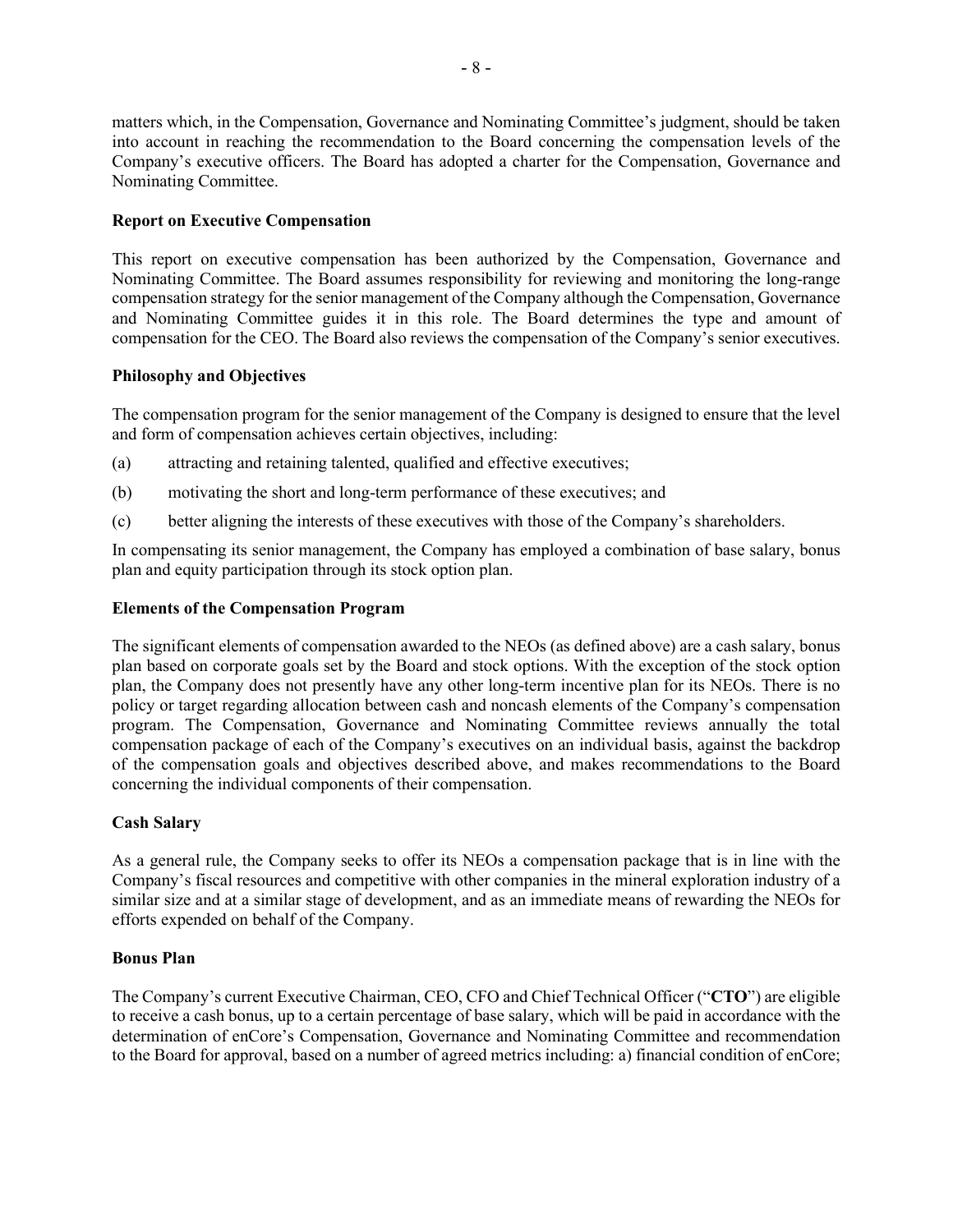matters which, in the Compensation, Governance and Nominating Committee's judgment, should be taken into account in reaching the recommendation to the Board concerning the compensation levels of the Company's executive officers. The Board has adopted a charter for the Compensation, Governance and Nominating Committee.

**Report on Executive Compensation**

This report on executive compensation has been authorized by the Compensation, Governance and Nominating Committee. The Board assumes responsibility for reviewing and monitoring the long-range compensation strategy for the senior management of the Company although the Compensation, Governance and Nominating Committee guides it in this role. The Board determines the type and amount of compensation for the CEO. The Board also reviews the compensation of the Company's senior executives.

**Philosophy and Objectives**

The compensation program for the senior management of the Company is designed to ensure that the level and form of compensation achieves certain objectives, including:

(a) attracting and retaining talented, qualified and effective executives;

(b) motivating the short and long-term performance of these executives; and

(c) better aligning the interests of these executives with those of the Company's shareholders.

In compensating its senior management, the Company has employed a combination of base salary, bonus plan and equity participation through its stock option plan.

**Elements of the Compensation Program**

The significant elements of compensation awarded to the NEOs (as defined above) are a cash salary, bonus plan based on corporate goals set by the Board and stock options. With the exception of the stock option plan, the Company does not presently have any other long-term incentive plan for its NEOs. There is no policy or target regarding allocation between cash and noncash elements of the Company's compensation program. The Compensation, Governance and Nominating Committee reviews annually the total compensation package of each of the Company's executives on an individual basis, against the backdrop of the compensation goals and objectives described above, and makes recommendations to the Board concerning the individual components of their compensation.

**Cash Salary**

As a general rule, the Company seeks to offer its NEOs a compensation package that is in line with the Company's fiscal resources and competitive with other companies in the mineral exploration industry of a similar size and at a similar stage of development, and as an immediate means of rewarding the NEOs for efforts expended on behalf of the Company.

**Bonus Plan**

The Company's current Executive Chairman, CEO, CFO and Chief Technical Officer ("**CTO**") are eligible to receive a cash bonus, up to a certain percentage of base salary, which will be paid in accordance with the determination of enCore's Compensation, Governance and Nominating Committee and recommendation to the Board for approval, based on a number of agreed metrics including: a) financial condition of enCore;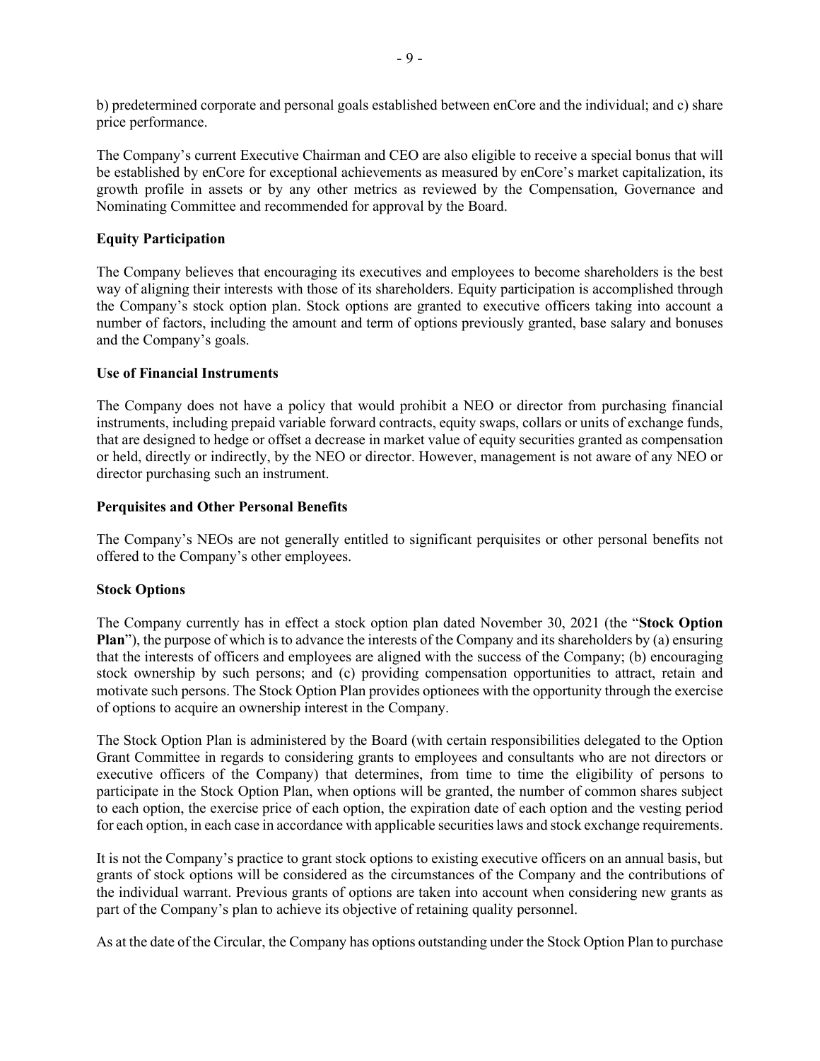b) predetermined corporate and personal goals established between enCore and the individual; and c) share price performance.

The Company's current Executive Chairman and CEO are also eligible to receive a special bonus that will be established by enCore for exceptional achievements as measured by enCore's market capitalization, its growth profile in assets or by any other metrics as reviewed by the Compensation, Governance and Nominating Committee and recommended for approval by the Board.

**Equity Participation**

The Company believes that encouraging its executives and employees to become shareholders is the best way of aligning their interests with those of its shareholders. Equity participation is accomplished through the Company's stock option plan. Stock options are granted to executive officers taking into account a number of factors, including the amount and term of options previously granted, base salary and bonuses and the Company's goals.

**Use of Financial Instruments**

The Company does not have a policy that would prohibit a NEO or director from purchasing financial instruments, including prepaid variable forward contracts, equity swaps, collars or units of exchange funds, that are designed to hedge or offset a decrease in market value of equity securities granted as compensation or held, directly or indirectly, by the NEO or director. However, management is not aware of any NEO or director purchasing such an instrument.

**Perquisites and Other Personal Benefits**

The Company's NEOs are not generally entitled to significant perquisites or other personal benefits not offered to the Company's other employees.

**Stock Options**

The Company currently has in effect a stock option plan dated November 30, 2021 (the "**Stock Option Plan**"), the purpose of which is to advance the interests of the Company and its shareholders by (a) ensuring that the interests of officers and employees are aligned with the success of the Company; (b) encouraging stock ownership by such persons; and (c) providing compensation opportunities to attract, retain and motivate such persons. The Stock Option Plan provides optionees with the opportunity through the exercise of options to acquire an ownership interest in the Company.

The Stock Option Plan is administered by the Board (with certain responsibilities delegated to the Option Grant Committee in regards to considering grants to employees and consultants who are not directors or executive officers of the Company) that determines, from time to time the eligibility of persons to participate in the Stock Option Plan, when options will be granted, the number of common shares subject to each option, the exercise price of each option, the expiration date of each option and the vesting period for each option, in each case in accordance with applicable securities laws and stock exchange requirements.

It is not the Company's practice to grant stock options to existing executive officers on an annual basis, but grants of stock options will be considered as the circumstances of the Company and the contributions of the individual warrant. Previous grants of options are taken into account when considering new grants as part of the Company's plan to achieve its objective of retaining quality personnel.

As at the date of the Circular, the Company has options outstanding under the Stock Option Plan to purchase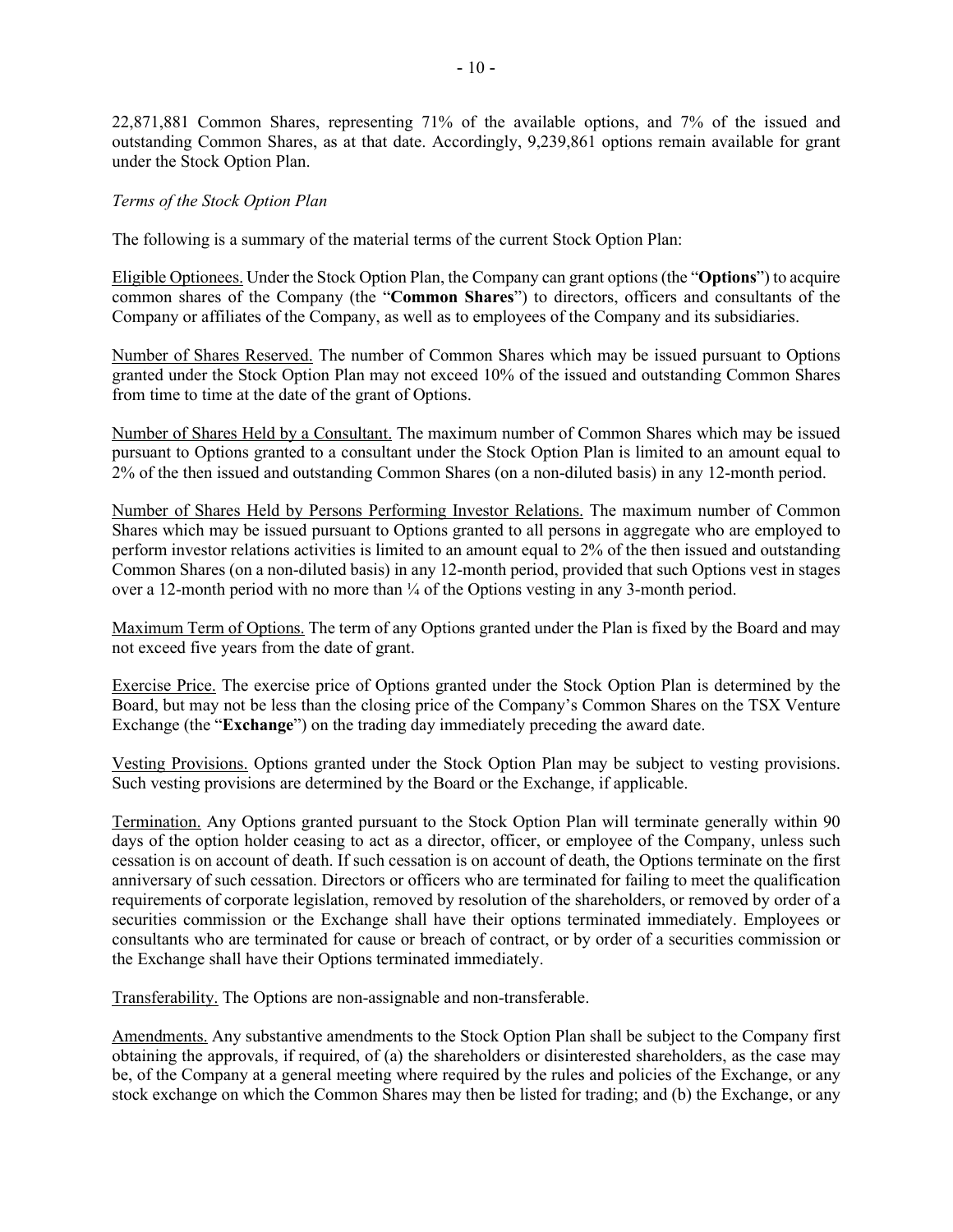22,871,881 Common Shares, representing 71% of the available options, and 7% of the issued and outstanding Common Shares, as at that date. Accordingly, 9,239,861 options remain available for grant under the Stock Option Plan.

*Terms of the Stock Option Plan*

The following is a summary of the material terms of the current Stock Option Plan:

Eligible Optionees. Under the Stock Option Plan, the Company can grant options (the "**Options**") to acquire common shares of the Company (the "**Common Shares**") to directors, officers and consultants of the Company or affiliates of the Company, as well as to employees of the Company and its subsidiaries.

Number of Shares Reserved. The number of Common Shares which may be issued pursuant to Options granted under the Stock Option Plan may not exceed 10% of the issued and outstanding Common Shares from time to time at the date of the grant of Options.

Number of Shares Held by a Consultant. The maximum number of Common Shares which may be issued pursuant to Options granted to a consultant under the Stock Option Plan is limited to an amount equal to 2% of the then issued and outstanding Common Shares (on a non-diluted basis) in any 12-month period.

Number of Shares Held by Persons Performing Investor Relations. The maximum number of Common Shares which may be issued pursuant to Options granted to all persons in aggregate who are employed to perform investor relations activities is limited to an amount equal to 2% of the then issued and outstanding Common Shares (on a non-diluted basis) in any 12-month period, provided that such Options vest in stages over a 12-month period with no more than ¼ of the Options vesting in any 3-month period.

Maximum Term of Options. The term of any Options granted under the Plan is fixed by the Board and may not exceed five years from the date of grant.

Exercise Price. The exercise price of Options granted under the Stock Option Plan is determined by the Board, but may not be less than the closing price of the Company's Common Shares on the TSX Venture Exchange (the "**Exchange**") on the trading day immediately preceding the award date.

Vesting Provisions. Options granted under the Stock Option Plan may be subject to vesting provisions. Such vesting provisions are determined by the Board or the Exchange, if applicable.

Termination. Any Options granted pursuant to the Stock Option Plan will terminate generally within 90 days of the option holder ceasing to act as a director, officer, or employee of the Company, unless such cessation is on account of death. If such cessation is on account of death, the Options terminate on the first anniversary of such cessation. Directors or officers who are terminated for failing to meet the qualification requirements of corporate legislation, removed by resolution of the shareholders, or removed by order of a securities commission or the Exchange shall have their options terminated immediately. Employees or consultants who are terminated for cause or breach of contract, or by order of a securities commission or the Exchange shall have their Options terminated immediately.

Transferability. The Options are non-assignable and non-transferable.

Amendments. Any substantive amendments to the Stock Option Plan shall be subject to the Company first obtaining the approvals, if required, of (a) the shareholders or disinterested shareholders, as the case may be, of the Company at a general meeting where required by the rules and policies of the Exchange, or any stock exchange on which the Common Shares may then be listed for trading; and (b) the Exchange, or any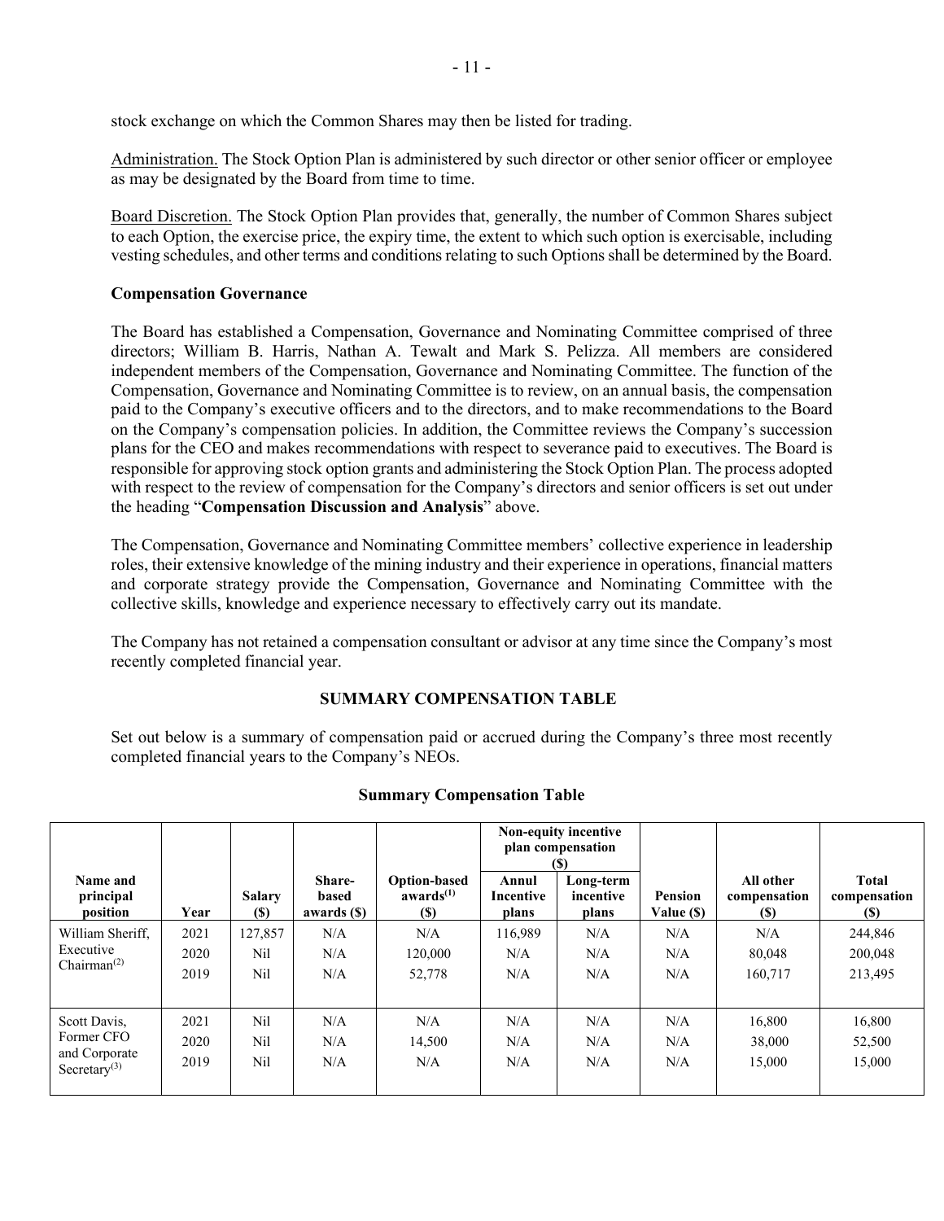stock exchange on which the Common Shares may then be listed for trading.

Administration. The Stock Option Plan is administered by such director or other senior officer or employee as may be designated by the Board from time to time.

Board Discretion. The Stock Option Plan provides that, generally, the number of Common Shares subject to each Option, the exercise price, the expiry time, the extent to which such option is exercisable, including vesting schedules, and other terms and conditions relating to such Options shall be determined by the Board.

**Compensation Governance**

The Board has established a Compensation, Governance and Nominating Committee comprised of three directors; William B. Harris, Nathan A. Tewalt and Mark S. Pelizza. All members are considered independent members of the Compensation, Governance and Nominating Committee. The function of the Compensation, Governance and Nominating Committee is to review, on an annual basis, the compensation paid to the Company's executive officers and to the directors, and to make recommendations to the Board on the Company's compensation policies. In addition, the Committee reviews the Company's succession plans for the CEO and makes recommendations with respect to severance paid to executives. The Board is responsible for approving stock option grants and administering the Stock Option Plan. The process adopted with respect to the review of compensation for the Company's directors and senior officers is set out under the heading "**Compensation Discussion and Analysis**" above.

The Compensation, Governance and Nominating Committee members' collective experience in leadership roles, their extensive knowledge of the mining industry and their experience in operations, financial matters and corporate strategy provide the Compensation, Governance and Nominating Committee with the collective skills, knowledge and experience necessary to effectively carry out its mandate.

The Company has not retained a compensation consultant or advisor at any time since the Company's most recently completed financial year.

## SUMMARY COMPENSATION TABLE

Set out below is a summary of compensation paid or accrued during the Company's three most recently completed financial years to the Company's NEOs.

**Summary Compensation Table**

| Name and principal position | Year | Salary ($) | Share-based awards ($) | Option-based awards[1] ($) | Non-equity incentive plan compensation ($) | | Pension Value ($) | All other compensation ($) | Total compensation ($) |
|---|---|---|---|---|---|---|---|---|---|
| | | | | | Annul Incentive plans | Long-term incentive plans | | | |
| William Sheriff, Executive Chairman[2] | 2021 | 127,857 | N/A | N/A | 116,989 | N/A | N/A | N/A | 244,846 |
| | 2020 | Nil | N/A | 120,000 | N/A | N/A | N/A | 80,048 | 200,048 |
| | 2019 | Nil | N/A | 52,778 | N/A | N/A | N/A | 160,717 | 213,495 |
| Scott Davis, Former CFO and Corporate Secretary[3] | 2021 | Nil | N/A | N/A | N/A | N/A | N/A | 16,800 | 16,800 |
| | 2020 | Nil | N/A | 14,500 | N/A | N/A | N/A | 38,000 | 52,500 |
| | 2019 | Nil | N/A | N/A | N/A | N/A | N/A | 15,000 | 15,000 |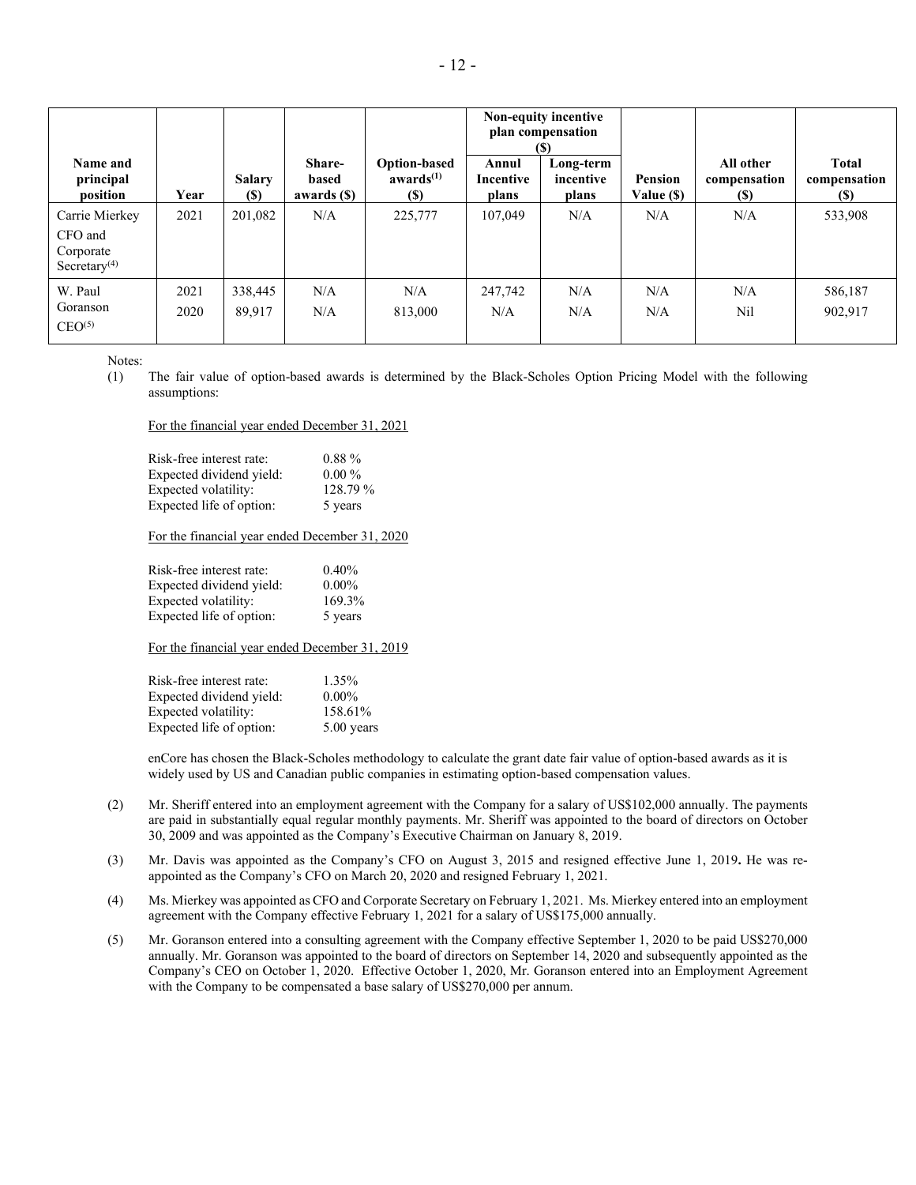| Name and principal position | Year | Salary ($) | Share-based awards ($) | Option-based awards[(1)] ($) | Non-equity incentive plan compensation ($) | | Pension Value ($) | All other compensation ($) | Total compensation ($) |
|---|---|---|---|---|---|---|---|---|---|
| | | | | | Annul Incentive plans | Long-term incentive plans | | | |
| Carrie Mierkey CFO and Corporate Secretary[(4)] | 2021 | 201,082 | N/A | 225,777 | 107,049 | N/A | N/A | N/A | 533,908 |
| W. Paul Goranson CEO[(5)] | 2021 | 338,445 | N/A | N/A | 247,742 | N/A | N/A | N/A | 586,187 |
| | 2020 | 89,917 | N/A | 813,000 | N/A | N/A | N/A | Nil | 902,917 |

Notes:

(1) The fair value of option-based awards is determined by the Black-Scholes Option Pricing Model with the following assumptions:

For the financial year ended December 31, 2021

| | |
|---|---|
| Risk-free interest rate: | 0.88 % |
| Expected dividend yield: | 0.00 % |
| Expected volatility: | 128.79 % |
| Expected life of option: | 5 years |

For the financial year ended December 31, 2020

| | |
|---|---|
| Risk-free interest rate: | 0.40% |
| Expected dividend yield: | 0.00% |
| Expected volatility: | 169.3% |
| Expected life of option: | 5 years |

For the financial year ended December 31, 2019

| | |
|---|---|
| Risk-free interest rate: | 1.35% |
| Expected dividend yield: | 0.00% |
| Expected volatility: | 158.61% |
| Expected life of option: | 5.00 years |

enCore has chosen the Black-Scholes methodology to calculate the grant date fair value of option-based awards as it is widely used by US and Canadian public companies in estimating option-based compensation values.

(2) Mr. Sheriff entered into an employment agreement with the Company for a salary of US$102,000 annually. The payments are paid in substantially equal regular monthly payments. Mr. Sheriff was appointed to the board of directors on October 30, 2009 and was appointed as the Company's Executive Chairman on January 8, 2019.

(3) Mr. Davis was appointed as the Company's CFO on August 3, 2015 and resigned effective June 1, 2019**.** He was re-appointed as the Company's CFO on March 20, 2020 and resigned February 1, 2021.

(4) Ms. Mierkey was appointed as CFO and Corporate Secretary on February 1, 2021. Ms. Mierkey entered into an employment agreement with the Company effective February 1, 2021 for a salary of US$175,000 annually.

(5) Mr. Goranson entered into a consulting agreement with the Company effective September 1, 2020 to be paid US$270,000 annually. Mr. Goranson was appointed to the board of directors on September 14, 2020 and subsequently appointed as the Company's CEO on October 1, 2020. Effective October 1, 2020, Mr. Goranson entered into an Employment Agreement with the Company to be compensated a base salary of US$270,000 per annum.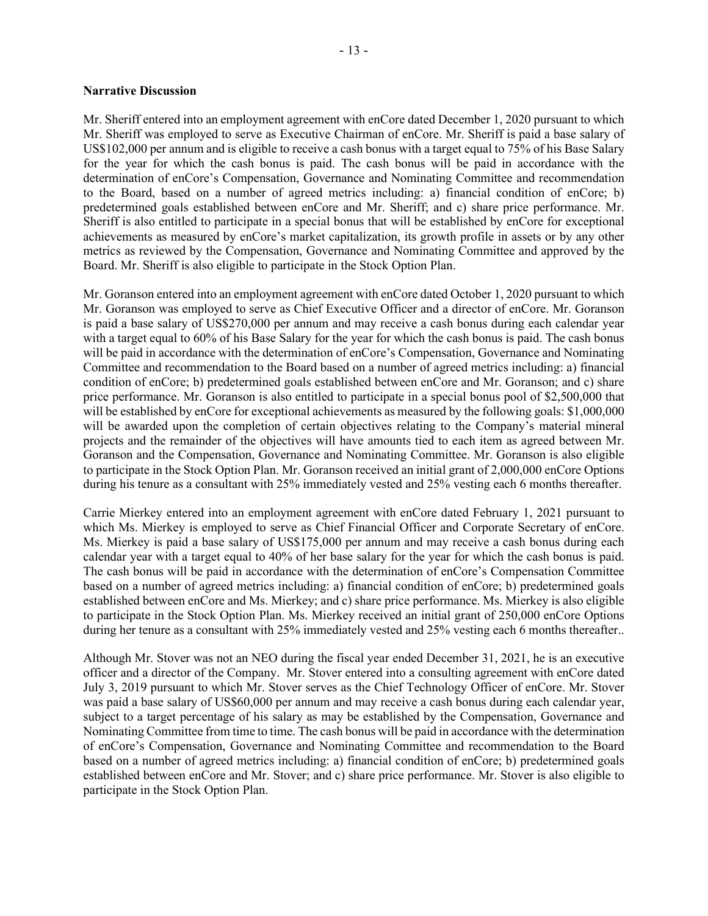**Narrative Discussion**

Mr. Sheriff entered into an employment agreement with enCore dated December 1, 2020 pursuant to which Mr. Sheriff was employed to serve as Executive Chairman of enCore. Mr. Sheriff is paid a base salary of US$102,000 per annum and is eligible to receive a cash bonus with a target equal to 75% of his Base Salary for the year for which the cash bonus is paid. The cash bonus will be paid in accordance with the determination of enCore's Compensation, Governance and Nominating Committee and recommendation to the Board, based on a number of agreed metrics including: a) financial condition of enCore; b) predetermined goals established between enCore and Mr. Sheriff; and c) share price performance. Mr. Sheriff is also entitled to participate in a special bonus that will be established by enCore for exceptional achievements as measured by enCore's market capitalization, its growth profile in assets or by any other metrics as reviewed by the Compensation, Governance and Nominating Committee and approved by the Board. Mr. Sheriff is also eligible to participate in the Stock Option Plan.

Mr. Goranson entered into an employment agreement with enCore dated October 1, 2020 pursuant to which Mr. Goranson was employed to serve as Chief Executive Officer and a director of enCore. Mr. Goranson is paid a base salary of US$270,000 per annum and may receive a cash bonus during each calendar year with a target equal to 60% of his Base Salary for the year for which the cash bonus is paid. The cash bonus will be paid in accordance with the determination of enCore's Compensation, Governance and Nominating Committee and recommendation to the Board based on a number of agreed metrics including: a) financial condition of enCore; b) predetermined goals established between enCore and Mr. Goranson; and c) share price performance. Mr. Goranson is also entitled to participate in a special bonus pool of $2,500,000 that will be established by enCore for exceptional achievements as measured by the following goals: $1,000,000 will be awarded upon the completion of certain objectives relating to the Company's material mineral projects and the remainder of the objectives will have amounts tied to each item as agreed between Mr. Goranson and the Compensation, Governance and Nominating Committee. Mr. Goranson is also eligible to participate in the Stock Option Plan. Mr. Goranson received an initial grant of 2,000,000 enCore Options during his tenure as a consultant with 25% immediately vested and 25% vesting each 6 months thereafter.

Carrie Mierkey entered into an employment agreement with enCore dated February 1, 2021 pursuant to which Ms. Mierkey is employed to serve as Chief Financial Officer and Corporate Secretary of enCore. Ms. Mierkey is paid a base salary of US$175,000 per annum and may receive a cash bonus during each calendar year with a target equal to 40% of her base salary for the year for which the cash bonus is paid. The cash bonus will be paid in accordance with the determination of enCore's Compensation Committee based on a number of agreed metrics including: a) financial condition of enCore; b) predetermined goals established between enCore and Ms. Mierkey; and c) share price performance. Ms. Mierkey is also eligible to participate in the Stock Option Plan. Ms. Mierkey received an initial grant of 250,000 enCore Options during her tenure as a consultant with 25% immediately vested and 25% vesting each 6 months thereafter..

Although Mr. Stover was not an NEO during the fiscal year ended December 31, 2021, he is an executive officer and a director of the Company. Mr. Stover entered into a consulting agreement with enCore dated July 3, 2019 pursuant to which Mr. Stover serves as the Chief Technology Officer of enCore. Mr. Stover was paid a base salary of US$60,000 per annum and may receive a cash bonus during each calendar year, subject to a target percentage of his salary as may be established by the Compensation, Governance and Nominating Committee from time to time. The cash bonus will be paid in accordance with the determination of enCore's Compensation, Governance and Nominating Committee and recommendation to the Board based on a number of agreed metrics including: a) financial condition of enCore; b) predetermined goals established between enCore and Mr. Stover; and c) share price performance. Mr. Stover is also eligible to participate in the Stock Option Plan.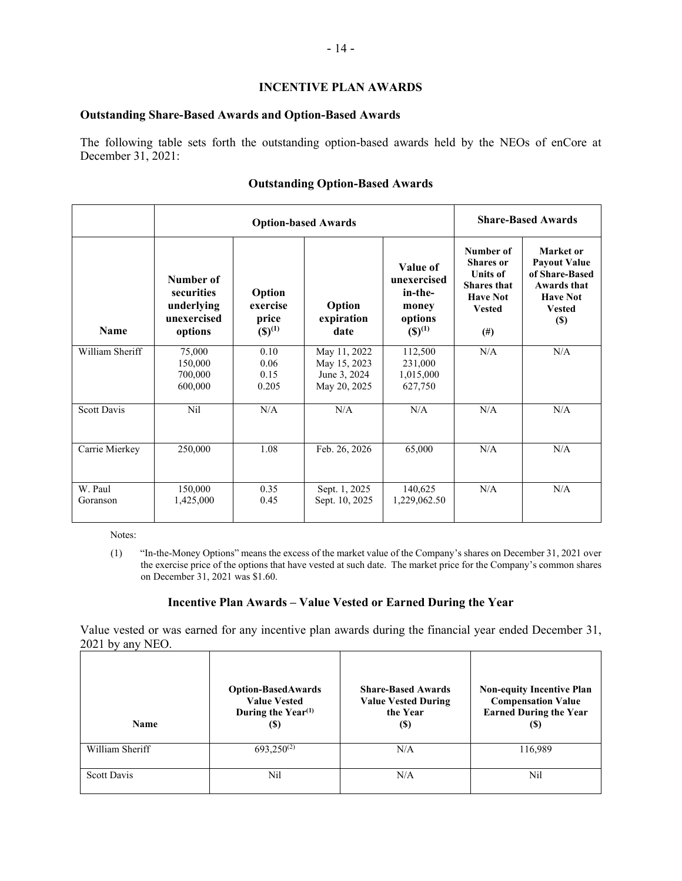## INCENTIVE PLAN AWARDS

### Outstanding Share-Based Awards and Option-Based Awards

The following table sets forth the outstanding option-based awards held by the NEOs of enCore at December 31, 2021:

**Outstanding Option-Based Awards**

| | Option-based Awards | | | | Share-Based Awards | |
|---|---|---|---|---|---|---|
| Name | Number of securities underlying unexercised options | Option exercise price ($)[(1)] | Option expiration date | Value of unexercised in-the-money options ($)[(1)] | Number of Shares or Units of Shares that Have Not Vested (#) | Market or Payout Value of Share-Based Awards that Have Not Vested ($) |
| William Sheriff | 75,000<br>150,000<br>700,000<br>600,000 | 0.10<br>0.06<br>0.15<br>0.205 | May 11, 2022<br>May 15, 2023<br>June 3, 2024<br>May 20, 2025 | 112,500<br>231,000<br>1,015,000<br>627,750 | N/A | N/A |
| Scott Davis | Nil | N/A | N/A | N/A | N/A | N/A |
| Carrie Mierkey | 250,000 | 1.08 | Feb. 26, 2026 | 65,000 | N/A | N/A |
| W. Paul Goranson | 150,000<br>1,425,000 | 0.35<br>0.45 | Sept. 1, 2025<br>Sept. 10, 2025 | 140,625<br>1,229,062.50 | N/A | N/A |

Notes:

(1) "In-the-Money Options" means the excess of the market value of the Company's shares on December 31, 2021 over the exercise price of the options that have vested at such date. The market price for the Company's common shares on December 31, 2021 was $1.60.

### Incentive Plan Awards – Value Vested or Earned During the Year

Value vested or was earned for any incentive plan awards during the financial year ended December 31, 2021 by any NEO.

| Name | Option-BasedAwards Value Vested During the Year[(1)] ($) | Share-Based Awards Value Vested During the Year ($) | Non-equity Incentive Plan Compensation Value Earned During the Year ($) |
|---|---|---|---|
| William Sheriff | 693,250[(2)] | N/A | 116,989 |
| Scott Davis | Nil | N/A | Nil |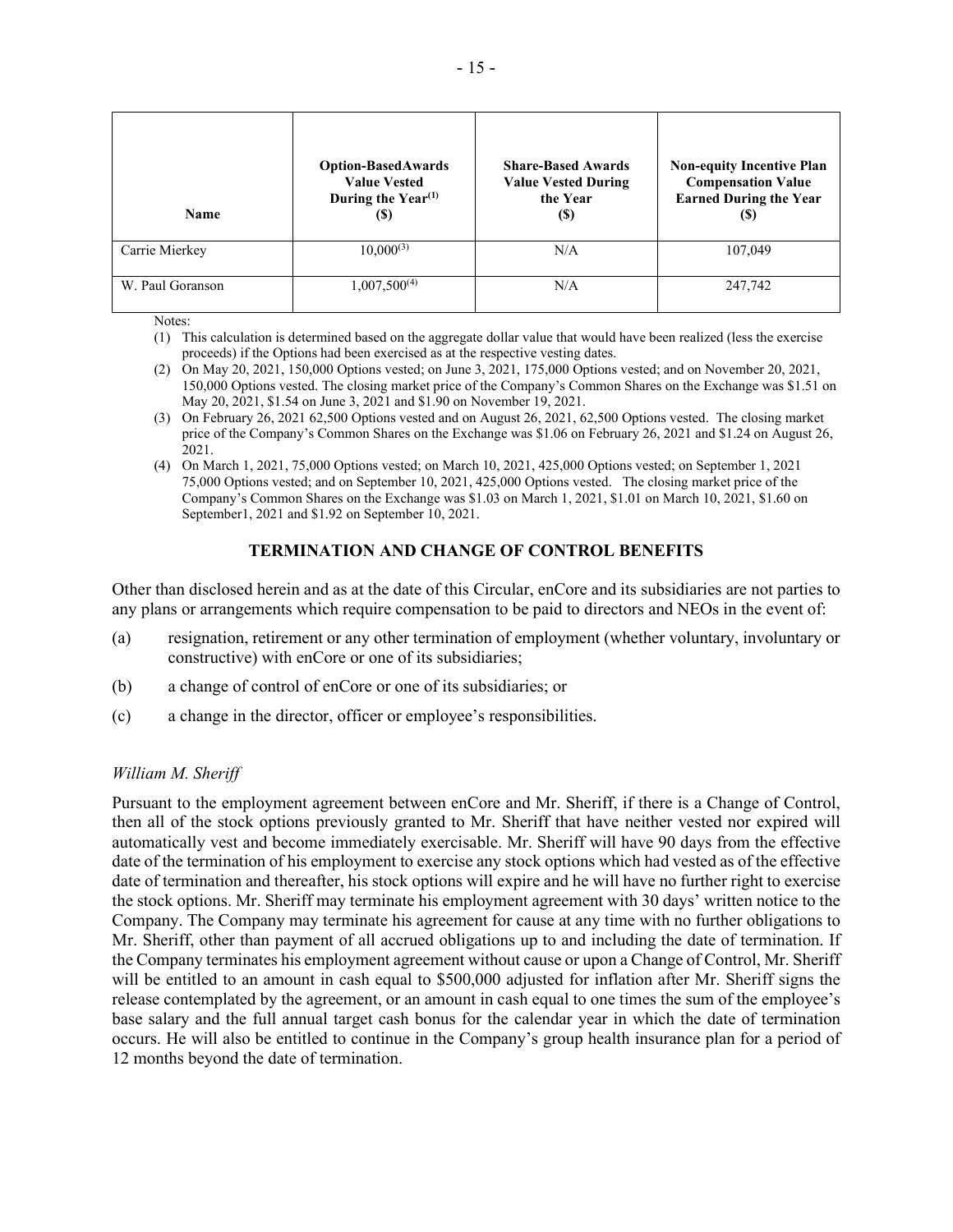| Name | Option-BasedAwards Value Vested During the Year[(1)] ($) | Share-Based Awards Value Vested During the Year ($) | Non-equity Incentive Plan Compensation Value Earned During the Year ($) |
|---|---|---|---|
| Carrie Mierkey | 10,000[(3)] | N/A | 107,049 |
| W. Paul Goranson | 1,007,500[(4)] | N/A | 247,742 |

Notes:

(1) This calculation is determined based on the aggregate dollar value that would have been realized (less the exercise proceeds) if the Options had been exercised as at the respective vesting dates.

(2) On May 20, 2021, 150,000 Options vested; on June 3, 2021, 175,000 Options vested; and on November 20, 2021, 150,000 Options vested. The closing market price of the Company's Common Shares on the Exchange was $1.51 on May 20, 2021, $1.54 on June 3, 2021 and $1.90 on November 19, 2021.

(3) On February 26, 2021 62,500 Options vested and on August 26, 2021, 62,500 Options vested. The closing market price of the Company's Common Shares on the Exchange was $1.06 on February 26, 2021 and $1.24 on August 26, 2021.

(4) On March 1, 2021, 75,000 Options vested; on March 10, 2021, 425,000 Options vested; on September 1, 2021 75,000 Options vested; and on September 10, 2021, 425,000 Options vested. The closing market price of the Company's Common Shares on the Exchange was $1.03 on March 1, 2021, $1.01 on March 10, 2021, $1.60 on September1, 2021 and $1.92 on September 10, 2021.

## TERMINATION AND CHANGE OF CONTROL BENEFITS

Other than disclosed herein and as at the date of this Circular, enCore and its subsidiaries are not parties to any plans or arrangements which require compensation to be paid to directors and NEOs in the event of:

(a) resignation, retirement or any other termination of employment (whether voluntary, involuntary or constructive) with enCore or one of its subsidiaries;

(b) a change of control of enCore or one of its subsidiaries; or

(c) a change in the director, officer or employee's responsibilities.

*William M. Sheriff*

Pursuant to the employment agreement between enCore and Mr. Sheriff, if there is a Change of Control, then all of the stock options previously granted to Mr. Sheriff that have neither vested nor expired will automatically vest and become immediately exercisable. Mr. Sheriff will have 90 days from the effective date of the termination of his employment to exercise any stock options which had vested as of the effective date of termination and thereafter, his stock options will expire and he will have no further right to exercise the stock options. Mr. Sheriff may terminate his employment agreement with 30 days' written notice to the Company. The Company may terminate his agreement for cause at any time with no further obligations to Mr. Sheriff, other than payment of all accrued obligations up to and including the date of termination. If the Company terminates his employment agreement without cause or upon a Change of Control, Mr. Sheriff will be entitled to an amount in cash equal to $500,000 adjusted for inflation after Mr. Sheriff signs the release contemplated by the agreement, or an amount in cash equal to one times the sum of the employee's base salary and the full annual target cash bonus for the calendar year in which the date of termination occurs. He will also be entitled to continue in the Company's group health insurance plan for a period of 12 months beyond the date of termination.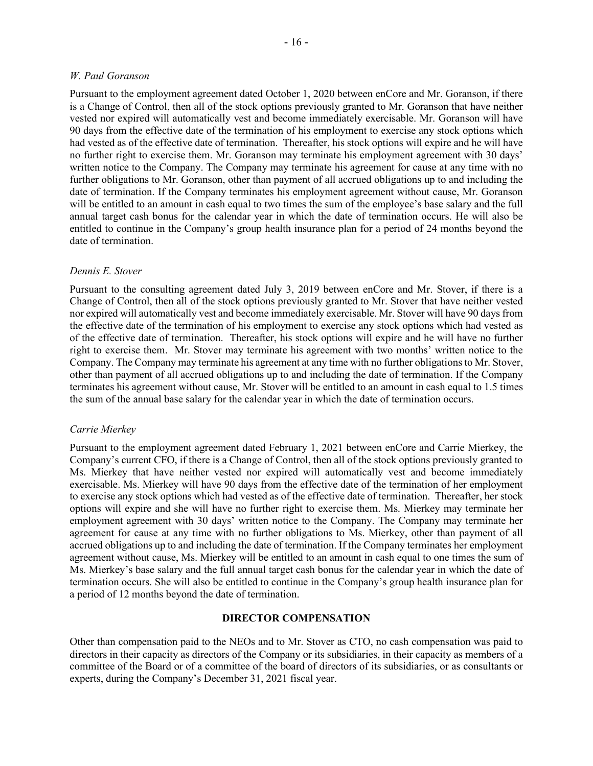*W. Paul Goranson*

Pursuant to the employment agreement dated October 1, 2020 between enCore and Mr. Goranson, if there is a Change of Control, then all of the stock options previously granted to Mr. Goranson that have neither vested nor expired will automatically vest and become immediately exercisable. Mr. Goranson will have 90 days from the effective date of the termination of his employment to exercise any stock options which had vested as of the effective date of termination. Thereafter, his stock options will expire and he will have no further right to exercise them. Mr. Goranson may terminate his employment agreement with 30 days' written notice to the Company. The Company may terminate his agreement for cause at any time with no further obligations to Mr. Goranson, other than payment of all accrued obligations up to and including the date of termination. If the Company terminates his employment agreement without cause, Mr. Goranson will be entitled to an amount in cash equal to two times the sum of the employee's base salary and the full annual target cash bonus for the calendar year in which the date of termination occurs. He will also be entitled to continue in the Company's group health insurance plan for a period of 24 months beyond the date of termination.

*Dennis E. Stover*

Pursuant to the consulting agreement dated July 3, 2019 between enCore and Mr. Stover, if there is a Change of Control, then all of the stock options previously granted to Mr. Stover that have neither vested nor expired will automatically vest and become immediately exercisable. Mr. Stover will have 90 days from the effective date of the termination of his employment to exercise any stock options which had vested as of the effective date of termination. Thereafter, his stock options will expire and he will have no further right to exercise them. Mr. Stover may terminate his agreement with two months' written notice to the Company. The Company may terminate his agreement at any time with no further obligations to Mr. Stover, other than payment of all accrued obligations up to and including the date of termination. If the Company terminates his agreement without cause, Mr. Stover will be entitled to an amount in cash equal to 1.5 times the sum of the annual base salary for the calendar year in which the date of termination occurs.

*Carrie Mierkey*

Pursuant to the employment agreement dated February 1, 2021 between enCore and Carrie Mierkey, the Company's current CFO, if there is a Change of Control, then all of the stock options previously granted to Ms. Mierkey that have neither vested nor expired will automatically vest and become immediately exercisable. Ms. Mierkey will have 90 days from the effective date of the termination of her employment to exercise any stock options which had vested as of the effective date of termination. Thereafter, her stock options will expire and she will have no further right to exercise them. Ms. Mierkey may terminate her employment agreement with 30 days' written notice to the Company. The Company may terminate her agreement for cause at any time with no further obligations to Ms. Mierkey, other than payment of all accrued obligations up to and including the date of termination. If the Company terminates her employment agreement without cause, Ms. Mierkey will be entitled to an amount in cash equal to one times the sum of Ms. Mierkey's base salary and the full annual target cash bonus for the calendar year in which the date of termination occurs. She will also be entitled to continue in the Company's group health insurance plan for a period of 12 months beyond the date of termination.

## DIRECTOR COMPENSATION

Other than compensation paid to the NEOs and to Mr. Stover as CTO, no cash compensation was paid to directors in their capacity as directors of the Company or its subsidiaries, in their capacity as members of a committee of the Board or of a committee of the board of directors of its subsidiaries, or as consultants or experts, during the Company's December 31, 2021 fiscal year.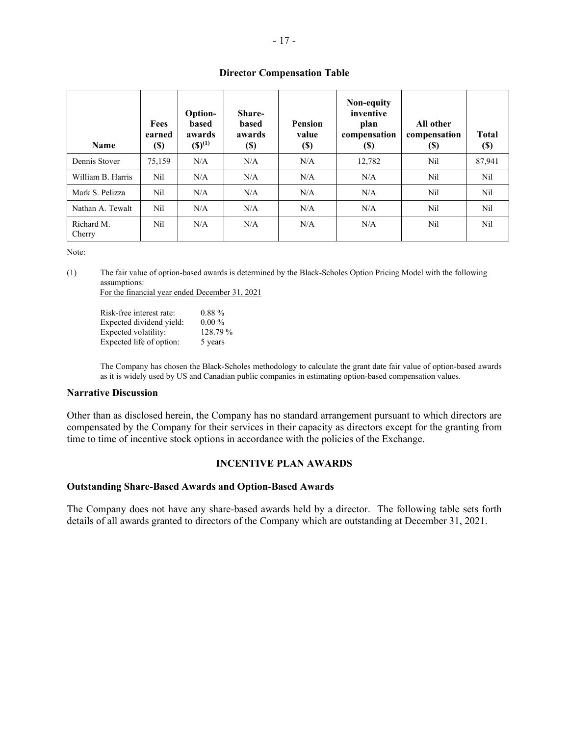### Director Compensation Table

| Name | Fees earned ($) | Option-based awards ($)[(1)] | Share-based awards ($) | Pension value ($) | Non-equity inventive plan compensation ($) | All other compensation ($) | Total ($) |
|---|---|---|---|---|---|---|---|
| Dennis Stover | 75,159 | N/A | N/A | N/A | 12,782 | Nil | 87,941 |
| William B. Harris | Nil | N/A | N/A | N/A | N/A | Nil | Nil |
| Mark S. Pelizza | Nil | N/A | N/A | N/A | N/A | Nil | Nil |
| Nathan A. Tewalt | Nil | N/A | N/A | N/A | N/A | Nil | Nil |
| Richard M. Cherry | Nil | N/A | N/A | N/A | N/A | Nil | Nil |

Note:

(1) The fair value of option-based awards is determined by the Black-Scholes Option Pricing Model with the following assumptions:
For the financial year ended December 31, 2021

| | |
|---|---|
| Risk-free interest rate: | 0.88 % |
| Expected dividend yield: | 0.00 % |
| Expected volatility: | 128.79 % |
| Expected life of option: | 5 years |

The Company has chosen the Black-Scholes methodology to calculate the grant date fair value of option-based awards as it is widely used by US and Canadian public companies in estimating option-based compensation values.

### Narrative Discussion

Other than as disclosed herein, the Company has no standard arrangement pursuant to which directors are compensated by the Company for their services in their capacity as directors except for the granting from time to time of incentive stock options in accordance with the policies of the Exchange.

## INCENTIVE PLAN AWARDS

### Outstanding Share-Based Awards and Option-Based Awards

The Company does not have any share-based awards held by a director. The following table sets forth details of all awards granted to directors of the Company which are outstanding at December 31, 2021.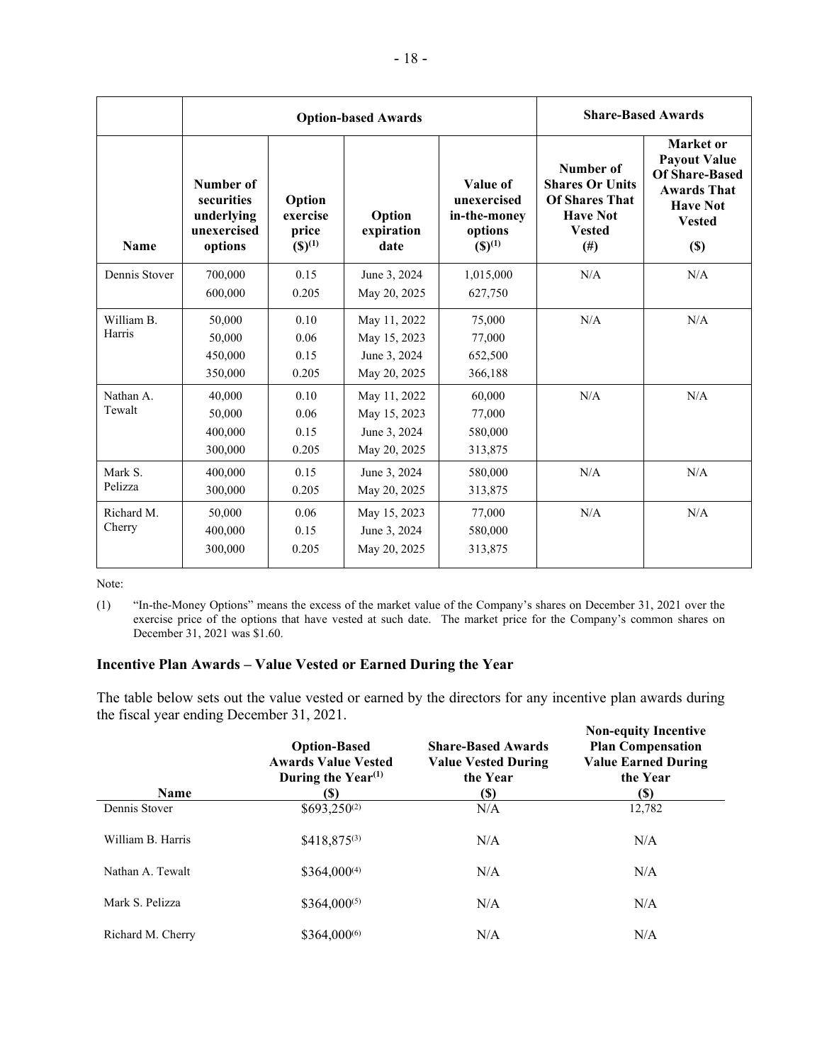| | Option-based Awards | | | | Share-Based Awards | |
|---|---|---|---|---|---|---|
| Name | Number of securities underlying unexercised options | Option exercise price ($)[(1)] | Option expiration date | Value of unexercised in-the-money options ($)[(1)] | Number of Shares Or Units Of Shares That Have Not Vested (#) | Market or Payout Value Of Share-Based Awards That Have Not Vested ($) |
| Dennis Stover | 700,000<br>600,000 | 0.15<br>0.205 | June 3, 2024<br>May 20, 2025 | 1,015,000<br>627,750 | N/A | N/A |
| William B. Harris | 50,000<br>50,000<br>450,000<br>350,000 | 0.10<br>0.06<br>0.15<br>0.205 | May 11, 2022<br>May 15, 2023<br>June 3, 2024<br>May 20, 2025 | 75,000<br>77,000<br>652,500<br>366,188 | N/A | N/A |
| Nathan A. Tewalt | 40,000<br>50,000<br>400,000<br>300,000 | 0.10<br>0.06<br>0.15<br>0.205 | May 11, 2022<br>May 15, 2023<br>June 3, 2024<br>May 20, 2025 | 60,000<br>77,000<br>580,000<br>313,875 | N/A | N/A |
| Mark S. Pelizza | 400,000<br>300,000 | 0.15<br>0.205 | June 3, 2024<br>May 20, 2025 | 580,000<br>313,875 | N/A | N/A |
| Richard M. Cherry | 50,000<br>400,000<br>300,000 | 0.06<br>0.15<br>0.205 | May 15, 2023<br>June 3, 2024<br>May 20, 2025 | 77,000<br>580,000<br>313,875 | N/A | N/A |

Note:

(1) "In-the-Money Options" means the excess of the market value of the Company's shares on December 31, 2021 over the exercise price of the options that have vested at such date. The market price for the Company's common shares on December 31, 2021 was $1.60.

### Incentive Plan Awards – Value Vested or Earned During the Year

The table below sets out the value vested or earned by the directors for any incentive plan awards during the fiscal year ending December 31, 2021.

| Name | Option-Based Awards Value Vested During the Year[(1)] ($) | Share-Based Awards Value Vested During the Year ($) | Non-equity Incentive Plan Compensation Value Earned During the Year ($) |
|---|---|---|---|
| Dennis Stover | $693,250[(2)] | N/A | 12,782 |
| William B. Harris | $418,875[(3)] | N/A | N/A |
| Nathan A. Tewalt | $364,000[(4)] | N/A | N/A |
| Mark S. Pelizza | $364,000[(5)] | N/A | N/A |
| Richard M. Cherry | $364,000[(6)] | N/A | N/A |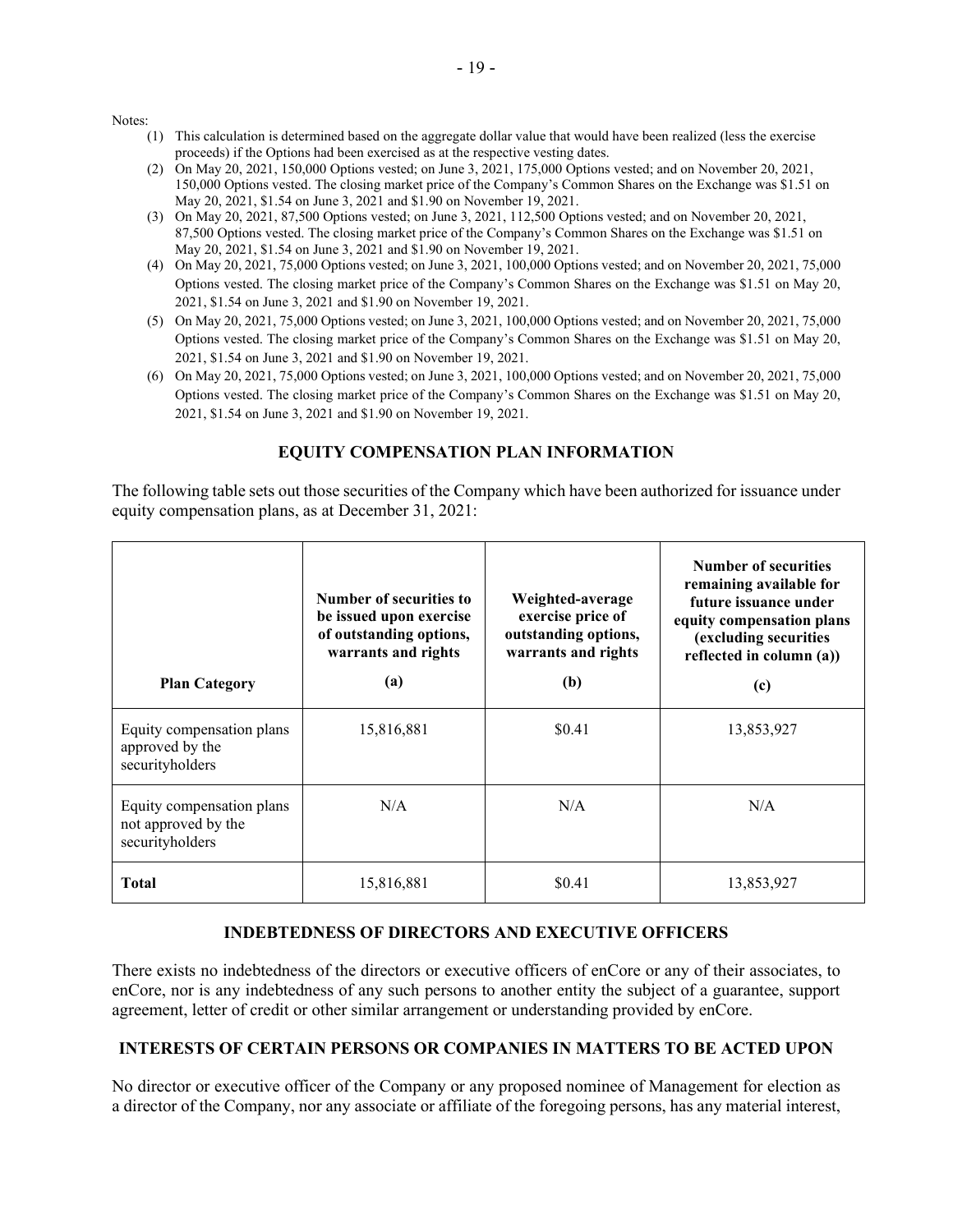Notes:

(1) This calculation is determined based on the aggregate dollar value that would have been realized (less the exercise proceeds) if the Options had been exercised as at the respective vesting dates.

(2) On May 20, 2021, 150,000 Options vested; on June 3, 2021, 175,000 Options vested; and on November 20, 2021, 150,000 Options vested. The closing market price of the Company's Common Shares on the Exchange was $1.51 on May 20, 2021, $1.54 on June 3, 2021 and $1.90 on November 19, 2021.

(3) On May 20, 2021, 87,500 Options vested; on June 3, 2021, 112,500 Options vested; and on November 20, 2021, 87,500 Options vested. The closing market price of the Company's Common Shares on the Exchange was $1.51 on May 20, 2021, $1.54 on June 3, 2021 and $1.90 on November 19, 2021.

(4) On May 20, 2021, 75,000 Options vested; on June 3, 2021, 100,000 Options vested; and on November 20, 2021, 75,000 Options vested. The closing market price of the Company's Common Shares on the Exchange was $1.51 on May 20, 2021, $1.54 on June 3, 2021 and $1.90 on November 19, 2021.

(5) On May 20, 2021, 75,000 Options vested; on June 3, 2021, 100,000 Options vested; and on November 20, 2021, 75,000 Options vested. The closing market price of the Company's Common Shares on the Exchange was $1.51 on May 20, 2021, $1.54 on June 3, 2021 and $1.90 on November 19, 2021.

(6) On May 20, 2021, 75,000 Options vested; on June 3, 2021, 100,000 Options vested; and on November 20, 2021, 75,000 Options vested. The closing market price of the Company's Common Shares on the Exchange was $1.51 on May 20, 2021, $1.54 on June 3, 2021 and $1.90 on November 19, 2021.

## EQUITY COMPENSATION PLAN INFORMATION

The following table sets out those securities of the Company which have been authorized for issuance under equity compensation plans, as at December 31, 2021:

| Plan Category | Number of securities to be issued upon exercise of outstanding options, warrants and rights (a) | Weighted-average exercise price of outstanding options, warrants and rights (b) | Number of securities remaining available for future issuance under equity compensation plans (excluding securities reflected in column (a)) (c) |
|---|---|---|---|
| Equity compensation plans approved by the securityholders | 15,816,881 | $0.41 | 13,853,927 |
| Equity compensation plans not approved by the securityholders | N/A | N/A | N/A |
| **Total** | 15,816,881 | $0.41 | 13,853,927 |

## INDEBTEDNESS OF DIRECTORS AND EXECUTIVE OFFICERS

There exists no indebtedness of the directors or executive officers of enCore or any of their associates, to enCore, nor is any indebtedness of any such persons to another entity the subject of a guarantee, support agreement, letter of credit or other similar arrangement or understanding provided by enCore.

## INTERESTS OF CERTAIN PERSONS OR COMPANIES IN MATTERS TO BE ACTED UPON

No director or executive officer of the Company or any proposed nominee of Management for election as a director of the Company, nor any associate or affiliate of the foregoing persons, has any material interest,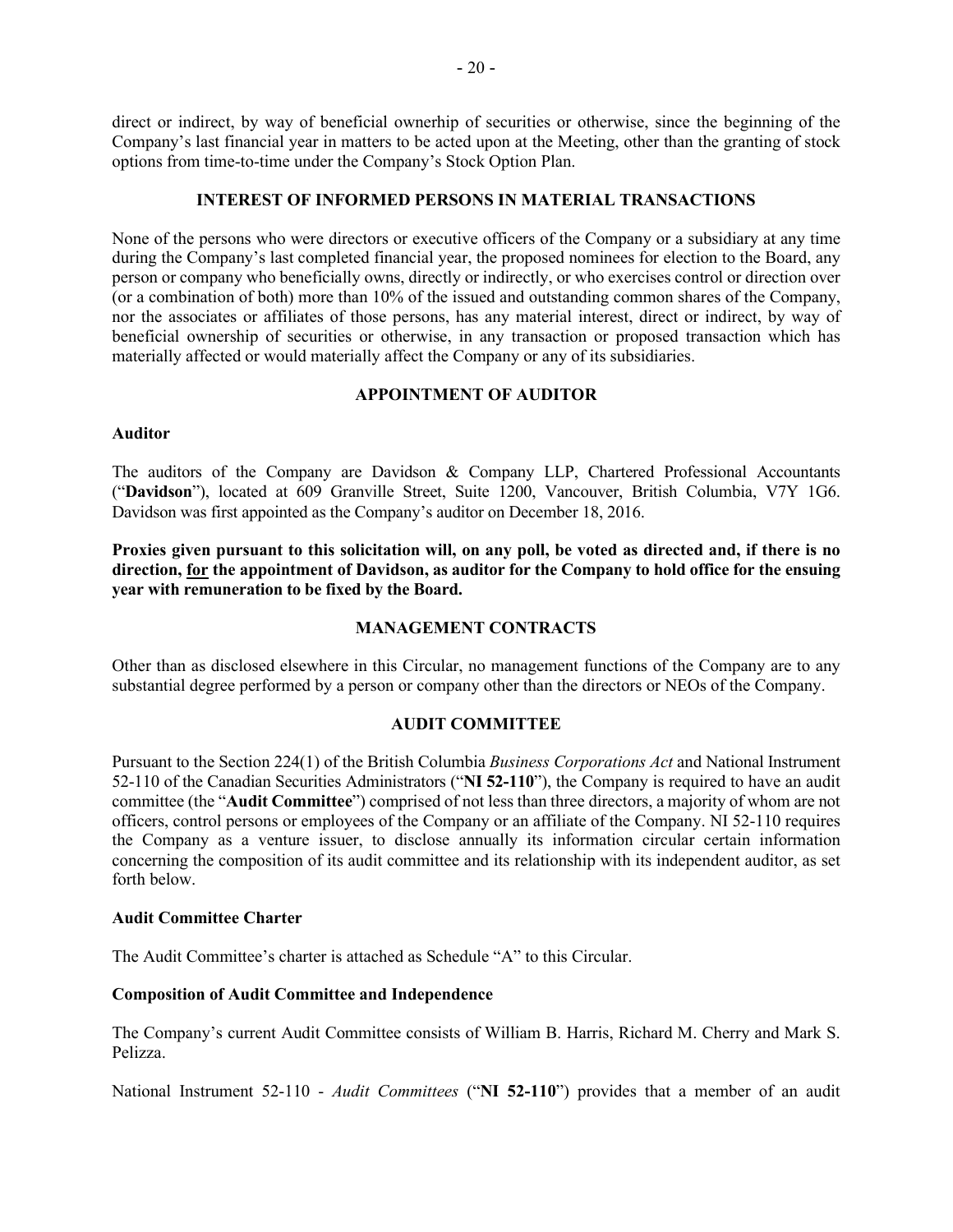direct or indirect, by way of beneficial ownerhip of securities or otherwise, since the beginning of the Company's last financial year in matters to be acted upon at the Meeting, other than the granting of stock options from time-to-time under the Company's Stock Option Plan.

## INTEREST OF INFORMED PERSONS IN MATERIAL TRANSACTIONS

None of the persons who were directors or executive officers of the Company or a subsidiary at any time during the Company's last completed financial year, the proposed nominees for election to the Board, any person or company who beneficially owns, directly or indirectly, or who exercises control or direction over (or a combination of both) more than 10% of the issued and outstanding common shares of the Company, nor the associates or affiliates of those persons, has any material interest, direct or indirect, by way of beneficial ownership of securities or otherwise, in any transaction or proposed transaction which has materially affected or would materially affect the Company or any of its subsidiaries.

## APPOINTMENT OF AUDITOR

### Auditor

The auditors of the Company are Davidson & Company LLP, Chartered Professional Accountants ("**Davidson**"), located at 609 Granville Street, Suite 1200, Vancouver, British Columbia, V7Y 1G6. Davidson was first appointed as the Company's auditor on December 18, 2016.

**Proxies given pursuant to this solicitation will, on any poll, be voted as directed and, if there is no direction, <u>for</u> the appointment of Davidson, as auditor for the Company to hold office for the ensuing year with remuneration to be fixed by the Board.**

## MANAGEMENT CONTRACTS

Other than as disclosed elsewhere in this Circular, no management functions of the Company are to any substantial degree performed by a person or company other than the directors or NEOs of the Company.

## AUDIT COMMITTEE

Pursuant to the Section 224(1) of the British Columbia *Business Corporations Act* and National Instrument 52-110 of the Canadian Securities Administrators ("**NI 52-110**"), the Company is required to have an audit committee (the "**Audit Committee**") comprised of not less than three directors, a majority of whom are not officers, control persons or employees of the Company or an affiliate of the Company. NI 52-110 requires the Company as a venture issuer, to disclose annually its information circular certain information concerning the composition of its audit committee and its relationship with its independent auditor, as set forth below.

### Audit Committee Charter

The Audit Committee's charter is attached as Schedule "A" to this Circular.

### Composition of Audit Committee and Independence

The Company's current Audit Committee consists of William B. Harris, Richard M. Cherry and Mark S. Pelizza.

National Instrument 52-110 - *Audit Committees* ("**NI 52-110**") provides that a member of an audit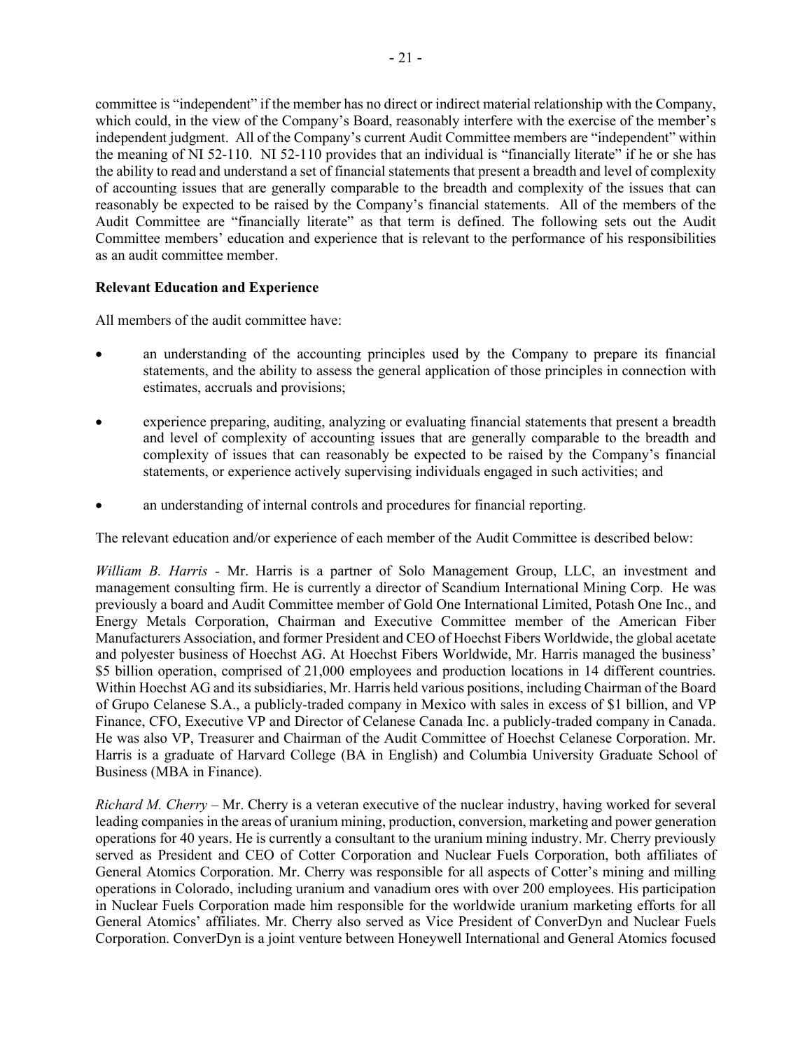committee is "independent" if the member has no direct or indirect material relationship with the Company, which could, in the view of the Company's Board, reasonably interfere with the exercise of the member's independent judgment. All of the Company's current Audit Committee members are "independent" within the meaning of NI 52-110. NI 52-110 provides that an individual is "financially literate" if he or she has the ability to read and understand a set of financial statements that present a breadth and level of complexity of accounting issues that are generally comparable to the breadth and complexity of the issues that can reasonably be expected to be raised by the Company's financial statements. All of the members of the Audit Committee are "financially literate" as that term is defined. The following sets out the Audit Committee members' education and experience that is relevant to the performance of his responsibilities as an audit committee member.

**Relevant Education and Experience**

All members of the audit committee have:

- an understanding of the accounting principles used by the Company to prepare its financial statements, and the ability to assess the general application of those principles in connection with estimates, accruals and provisions;
- experience preparing, auditing, analyzing or evaluating financial statements that present a breadth and level of complexity of accounting issues that are generally comparable to the breadth and complexity of issues that can reasonably be expected to be raised by the Company's financial statements, or experience actively supervising individuals engaged in such activities; and
- an understanding of internal controls and procedures for financial reporting.

The relevant education and/or experience of each member of the Audit Committee is described below:

*William B. Harris* - Mr. Harris is a partner of Solo Management Group, LLC, an investment and management consulting firm. He is currently a director of Scandium International Mining Corp. He was previously a board and Audit Committee member of Gold One International Limited, Potash One Inc., and Energy Metals Corporation, Chairman and Executive Committee member of the American Fiber Manufacturers Association, and former President and CEO of Hoechst Fibers Worldwide, the global acetate and polyester business of Hoechst AG. At Hoechst Fibers Worldwide, Mr. Harris managed the business' \$5 billion operation, comprised of 21,000 employees and production locations in 14 different countries. Within Hoechst AG and its subsidiaries, Mr. Harris held various positions, including Chairman of the Board of Grupo Celanese S.A., a publicly-traded company in Mexico with sales in excess of \$1 billion, and VP Finance, CFO, Executive VP and Director of Celanese Canada Inc. a publicly-traded company in Canada. He was also VP, Treasurer and Chairman of the Audit Committee of Hoechst Celanese Corporation. Mr. Harris is a graduate of Harvard College (BA in English) and Columbia University Graduate School of Business (MBA in Finance).

*Richard M. Cherry* – Mr. Cherry is a veteran executive of the nuclear industry, having worked for several leading companies in the areas of uranium mining, production, conversion, marketing and power generation operations for 40 years. He is currently a consultant to the uranium mining industry. Mr. Cherry previously served as President and CEO of Cotter Corporation and Nuclear Fuels Corporation, both affiliates of General Atomics Corporation. Mr. Cherry was responsible for all aspects of Cotter's mining and milling operations in Colorado, including uranium and vanadium ores with over 200 employees. His participation in Nuclear Fuels Corporation made him responsible for the worldwide uranium marketing efforts for all General Atomics' affiliates. Mr. Cherry also served as Vice President of ConverDyn and Nuclear Fuels Corporation. ConverDyn is a joint venture between Honeywell International and General Atomics focused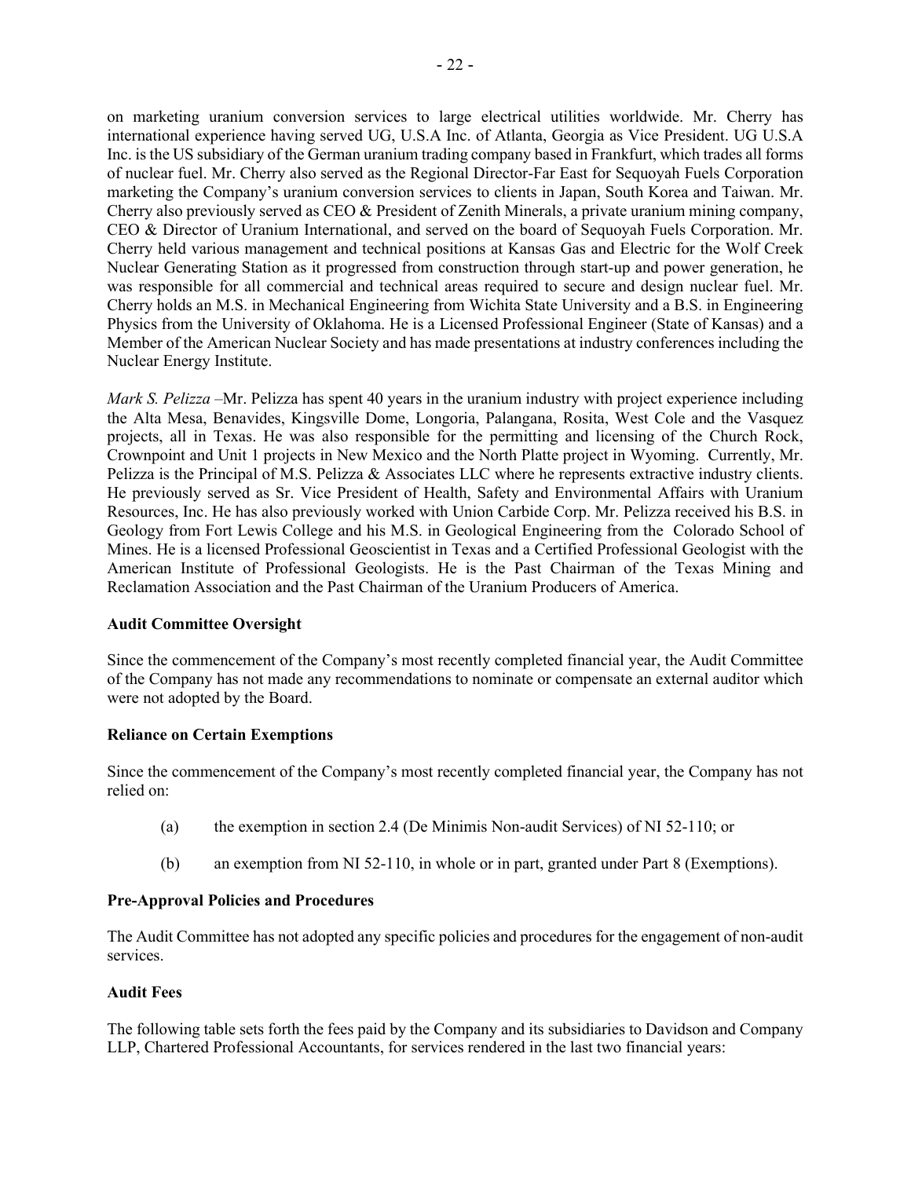on marketing uranium conversion services to large electrical utilities worldwide. Mr. Cherry has international experience having served UG, U.S.A Inc. of Atlanta, Georgia as Vice President. UG U.S.A Inc. is the US subsidiary of the German uranium trading company based in Frankfurt, which trades all forms of nuclear fuel. Mr. Cherry also served as the Regional Director-Far East for Sequoyah Fuels Corporation marketing the Company's uranium conversion services to clients in Japan, South Korea and Taiwan. Mr. Cherry also previously served as CEO & President of Zenith Minerals, a private uranium mining company, CEO & Director of Uranium International, and served on the board of Sequoyah Fuels Corporation. Mr. Cherry held various management and technical positions at Kansas Gas and Electric for the Wolf Creek Nuclear Generating Station as it progressed from construction through start-up and power generation, he was responsible for all commercial and technical areas required to secure and design nuclear fuel. Mr. Cherry holds an M.S. in Mechanical Engineering from Wichita State University and a B.S. in Engineering Physics from the University of Oklahoma. He is a Licensed Professional Engineer (State of Kansas) and a Member of the American Nuclear Society and has made presentations at industry conferences including the Nuclear Energy Institute.

*Mark S. Pelizza* –Mr. Pelizza has spent 40 years in the uranium industry with project experience including the Alta Mesa, Benavides, Kingsville Dome, Longoria, Palangana, Rosita, West Cole and the Vasquez projects, all in Texas. He was also responsible for the permitting and licensing of the Church Rock, Crownpoint and Unit 1 projects in New Mexico and the North Platte project in Wyoming. Currently, Mr. Pelizza is the Principal of M.S. Pelizza & Associates LLC where he represents extractive industry clients. He previously served as Sr. Vice President of Health, Safety and Environmental Affairs with Uranium Resources, Inc. He has also previously worked with Union Carbide Corp. Mr. Pelizza received his B.S. in Geology from Fort Lewis College and his M.S. in Geological Engineering from the Colorado School of Mines. He is a licensed Professional Geoscientist in Texas and a Certified Professional Geologist with the American Institute of Professional Geologists. He is the Past Chairman of the Texas Mining and Reclamation Association and the Past Chairman of the Uranium Producers of America.

**Audit Committee Oversight**

Since the commencement of the Company's most recently completed financial year, the Audit Committee of the Company has not made any recommendations to nominate or compensate an external auditor which were not adopted by the Board.

**Reliance on Certain Exemptions**

Since the commencement of the Company's most recently completed financial year, the Company has not relied on:

(a) the exemption in section 2.4 (De Minimis Non-audit Services) of NI 52-110; or

(b) an exemption from NI 52-110, in whole or in part, granted under Part 8 (Exemptions).

**Pre-Approval Policies and Procedures**

The Audit Committee has not adopted any specific policies and procedures for the engagement of non-audit services.

**Audit Fees**

The following table sets forth the fees paid by the Company and its subsidiaries to Davidson and Company LLP, Chartered Professional Accountants, for services rendered in the last two financial years: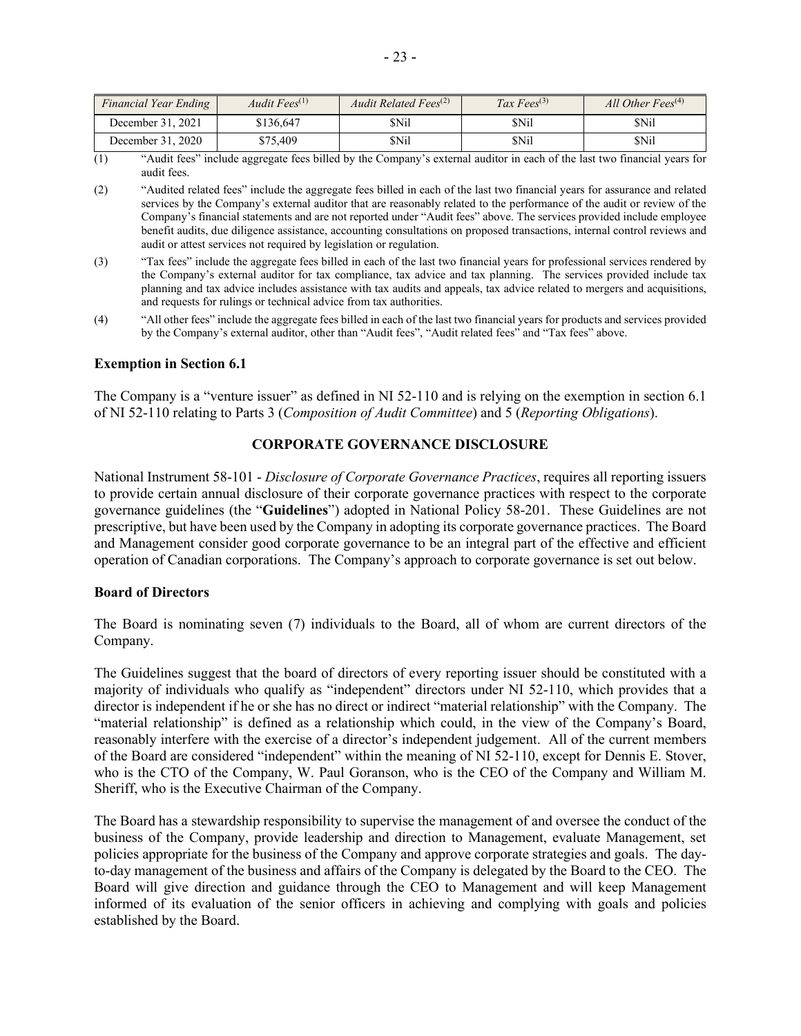| *Financial Year Ending* | *Audit Fees*[(1)] | *Audit Related Fees*[(2)] | *Tax Fees*[(3)] | *All Other Fees*[(4)] |
|---|---|---|---|---|
| December 31, 2021 | \$136,647 | \$Nil | \$Nil | \$Nil |
| December 31, 2020 | \$75,409 | \$Nil | \$Nil | \$Nil |

(1) "Audit fees" include aggregate fees billed by the Company's external auditor in each of the last two financial years for audit fees.

(2) "Audited related fees" include the aggregate fees billed in each of the last two financial years for assurance and related services by the Company's external auditor that are reasonably related to the performance of the audit or review of the Company's financial statements and are not reported under "Audit fees" above. The services provided include employee benefit audits, due diligence assistance, accounting consultations on proposed transactions, internal control reviews and audit or attest services not required by legislation or regulation.

(3) "Tax fees" include the aggregate fees billed in each of the last two financial years for professional services rendered by the Company's external auditor for tax compliance, tax advice and tax planning. The services provided include tax planning and tax advice includes assistance with tax audits and appeals, tax advice related to mergers and acquisitions, and requests for rulings or technical advice from tax authorities.

(4) "All other fees" include the aggregate fees billed in each of the last two financial years for products and services provided by the Company's external auditor, other than "Audit fees", "Audit related fees" and "Tax fees" above.

### Exemption in Section 6.1

The Company is a "venture issuer" as defined in NI 52-110 and is relying on the exemption in section 6.1 of NI 52-110 relating to Parts 3 (*Composition of Audit Committee*) and 5 (*Reporting Obligations*).

## CORPORATE GOVERNANCE DISCLOSURE

National Instrument 58-101 - *Disclosure of Corporate Governance Practices*, requires all reporting issuers to provide certain annual disclosure of their corporate governance practices with respect to the corporate governance guidelines (the "**Guidelines**") adopted in National Policy 58-201. These Guidelines are not prescriptive, but have been used by the Company in adopting its corporate governance practices. The Board and Management consider good corporate governance to be an integral part of the effective and efficient operation of Canadian corporations. The Company's approach to corporate governance is set out below.

### Board of Directors

The Board is nominating seven (7) individuals to the Board, all of whom are current directors of the Company.

The Guidelines suggest that the board of directors of every reporting issuer should be constituted with a majority of individuals who qualify as "independent" directors under NI 52-110, which provides that a director is independent if he or she has no direct or indirect "material relationship" with the Company. The "material relationship" is defined as a relationship which could, in the view of the Company's Board, reasonably interfere with the exercise of a director's independent judgement. All of the current members of the Board are considered "independent" within the meaning of NI 52-110, except for Dennis E. Stover, who is the CTO of the Company, W. Paul Goranson, who is the CEO of the Company and William M. Sheriff, who is the Executive Chairman of the Company.

The Board has a stewardship responsibility to supervise the management of and oversee the conduct of the business of the Company, provide leadership and direction to Management, evaluate Management, set policies appropriate for the business of the Company and approve corporate strategies and goals. The day-to-day management of the business and affairs of the Company is delegated by the Board to the CEO. The Board will give direction and guidance through the CEO to Management and will keep Management informed of its evaluation of the senior officers in achieving and complying with goals and policies established by the Board.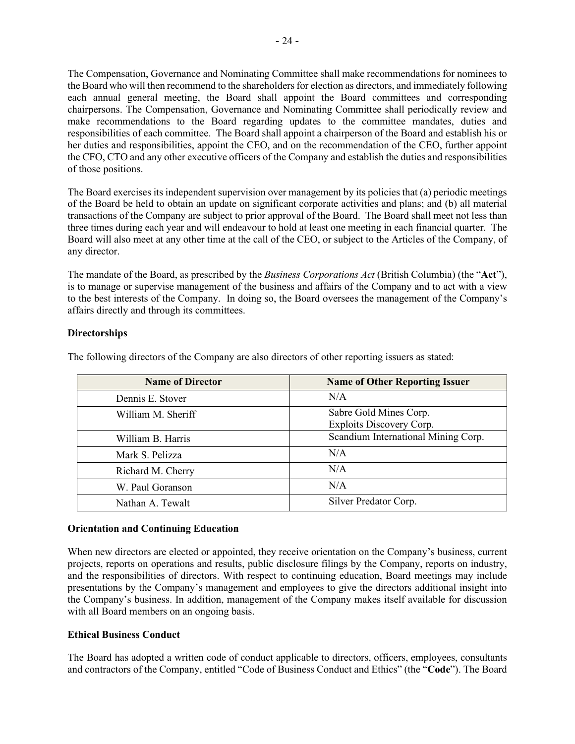The Compensation, Governance and Nominating Committee shall make recommendations for nominees to the Board who will then recommend to the shareholders for election as directors, and immediately following each annual general meeting, the Board shall appoint the Board committees and corresponding chairpersons. The Compensation, Governance and Nominating Committee shall periodically review and make recommendations to the Board regarding updates to the committee mandates, duties and responsibilities of each committee. The Board shall appoint a chairperson of the Board and establish his or her duties and responsibilities, appoint the CEO, and on the recommendation of the CEO, further appoint the CFO, CTO and any other executive officers of the Company and establish the duties and responsibilities of those positions.

The Board exercises its independent supervision over management by its policies that (a) periodic meetings of the Board be held to obtain an update on significant corporate activities and plans; and (b) all material transactions of the Company are subject to prior approval of the Board. The Board shall meet not less than three times during each year and will endeavour to hold at least one meeting in each financial quarter. The Board will also meet at any other time at the call of the CEO, or subject to the Articles of the Company, of any director.

The mandate of the Board, as prescribed by the *Business Corporations Act* (British Columbia) (the "**Act**"), is to manage or supervise management of the business and affairs of the Company and to act with a view to the best interests of the Company. In doing so, the Board oversees the management of the Company's affairs directly and through its committees.

**Directorships**

The following directors of the Company are also directors of other reporting issuers as stated:

| Name of Director | Name of Other Reporting Issuer |
|---|---|
| Dennis E. Stover | N/A |
| William M. Sheriff | Sabre Gold Mines Corp.<br>Exploits Discovery Corp. |
| William B. Harris | Scandium International Mining Corp. |
| Mark S. Pelizza | N/A |
| Richard M. Cherry | N/A |
| W. Paul Goranson | N/A |
| Nathan A. Tewalt | Silver Predator Corp. |

**Orientation and Continuing Education**

When new directors are elected or appointed, they receive orientation on the Company's business, current projects, reports on operations and results, public disclosure filings by the Company, reports on industry, and the responsibilities of directors. With respect to continuing education, Board meetings may include presentations by the Company's management and employees to give the directors additional insight into the Company's business. In addition, management of the Company makes itself available for discussion with all Board members on an ongoing basis.

**Ethical Business Conduct**

The Board has adopted a written code of conduct applicable to directors, officers, employees, consultants and contractors of the Company, entitled "Code of Business Conduct and Ethics" (the "**Code**"). The Board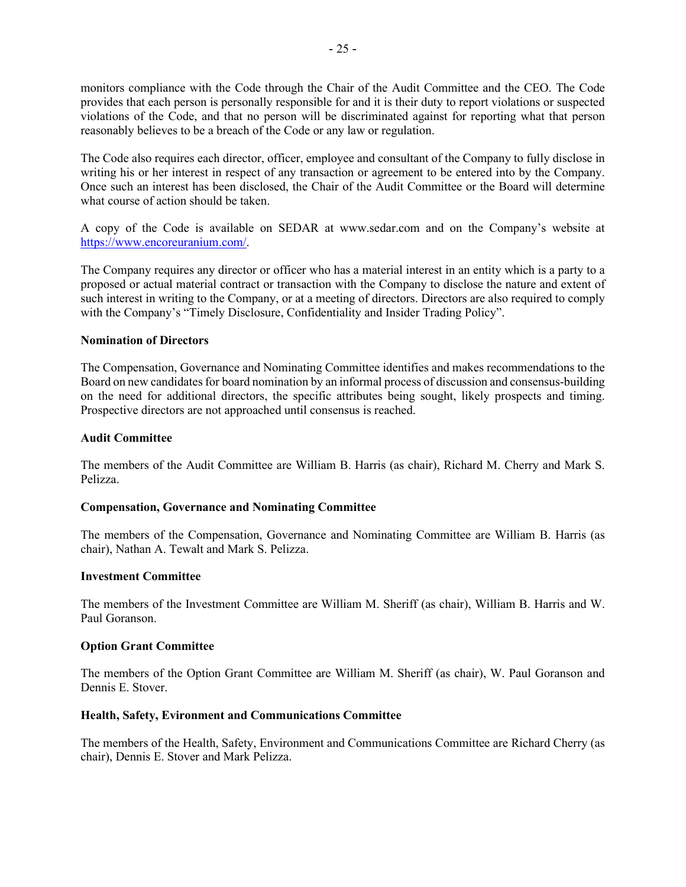monitors compliance with the Code through the Chair of the Audit Committee and the CEO. The Code provides that each person is personally responsible for and it is their duty to report violations or suspected violations of the Code, and that no person will be discriminated against for reporting what that person reasonably believes to be a breach of the Code or any law or regulation.

The Code also requires each director, officer, employee and consultant of the Company to fully disclose in writing his or her interest in respect of any transaction or agreement to be entered into by the Company. Once such an interest has been disclosed, the Chair of the Audit Committee or the Board will determine what course of action should be taken.

A copy of the Code is available on SEDAR at www.sedar.com and on the Company's website at https://www.encoreuranium.com/.

The Company requires any director or officer who has a material interest in an entity which is a party to a proposed or actual material contract or transaction with the Company to disclose the nature and extent of such interest in writing to the Company, or at a meeting of directors. Directors are also required to comply with the Company's "Timely Disclosure, Confidentiality and Insider Trading Policy".

**Nomination of Directors**

The Compensation, Governance and Nominating Committee identifies and makes recommendations to the Board on new candidates for board nomination by an informal process of discussion and consensus-building on the need for additional directors, the specific attributes being sought, likely prospects and timing. Prospective directors are not approached until consensus is reached.

**Audit Committee**

The members of the Audit Committee are William B. Harris (as chair), Richard M. Cherry and Mark S. Pelizza.

**Compensation, Governance and Nominating Committee**

The members of the Compensation, Governance and Nominating Committee are William B. Harris (as chair), Nathan A. Tewalt and Mark S. Pelizza.

**Investment Committee**

The members of the Investment Committee are William M. Sheriff (as chair), William B. Harris and W. Paul Goranson.

**Option Grant Committee**

The members of the Option Grant Committee are William M. Sheriff (as chair), W. Paul Goranson and Dennis E. Stover.

**Health, Safety, Evironment and Communications Committee**

The members of the Health, Safety, Environment and Communications Committee are Richard Cherry (as chair), Dennis E. Stover and Mark Pelizza.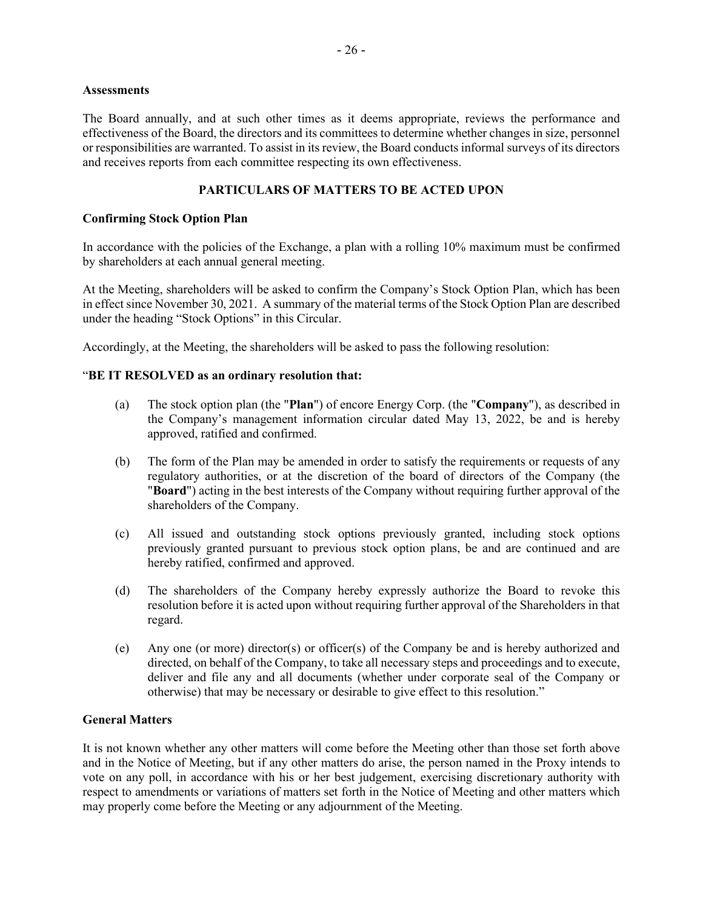**Assessments**

The Board annually, and at such other times as it deems appropriate, reviews the performance and effectiveness of the Board, the directors and its committees to determine whether changes in size, personnel or responsibilities are warranted. To assist in its review, the Board conducts informal surveys of its directors and receives reports from each committee respecting its own effectiveness.

## PARTICULARS OF MATTERS TO BE ACTED UPON

**Confirming Stock Option Plan**

In accordance with the policies of the Exchange, a plan with a rolling 10% maximum must be confirmed by shareholders at each annual general meeting.

At the Meeting, shareholders will be asked to confirm the Company's Stock Option Plan, which has been in effect since November 30, 2021. A summary of the material terms of the Stock Option Plan are described under the heading "Stock Options" in this Circular.

Accordingly, at the Meeting, the shareholders will be asked to pass the following resolution:

"**BE IT RESOLVED as an ordinary resolution that:**

(a) The stock option plan (the "**Plan**") of encore Energy Corp. (the "**Company**"), as described in the Company's management information circular dated May 13, 2022, be and is hereby approved, ratified and confirmed.

(b) The form of the Plan may be amended in order to satisfy the requirements or requests of any regulatory authorities, or at the discretion of the board of directors of the Company (the "**Board**") acting in the best interests of the Company without requiring further approval of the shareholders of the Company.

(c) All issued and outstanding stock options previously granted, including stock options previously granted pursuant to previous stock option plans, be and are continued and are hereby ratified, confirmed and approved.

(d) The shareholders of the Company hereby expressly authorize the Board to revoke this resolution before it is acted upon without requiring further approval of the Shareholders in that regard.

(e) Any one (or more) director(s) or officer(s) of the Company be and is hereby authorized and directed, on behalf of the Company, to take all necessary steps and proceedings and to execute, deliver and file any and all documents (whether under corporate seal of the Company or otherwise) that may be necessary or desirable to give effect to this resolution."

**General Matters**

It is not known whether any other matters will come before the Meeting other than those set forth above and in the Notice of Meeting, but if any other matters do arise, the person named in the Proxy intends to vote on any poll, in accordance with his or her best judgement, exercising discretionary authority with respect to amendments or variations of matters set forth in the Notice of Meeting and other matters which may properly come before the Meeting or any adjournment of the Meeting.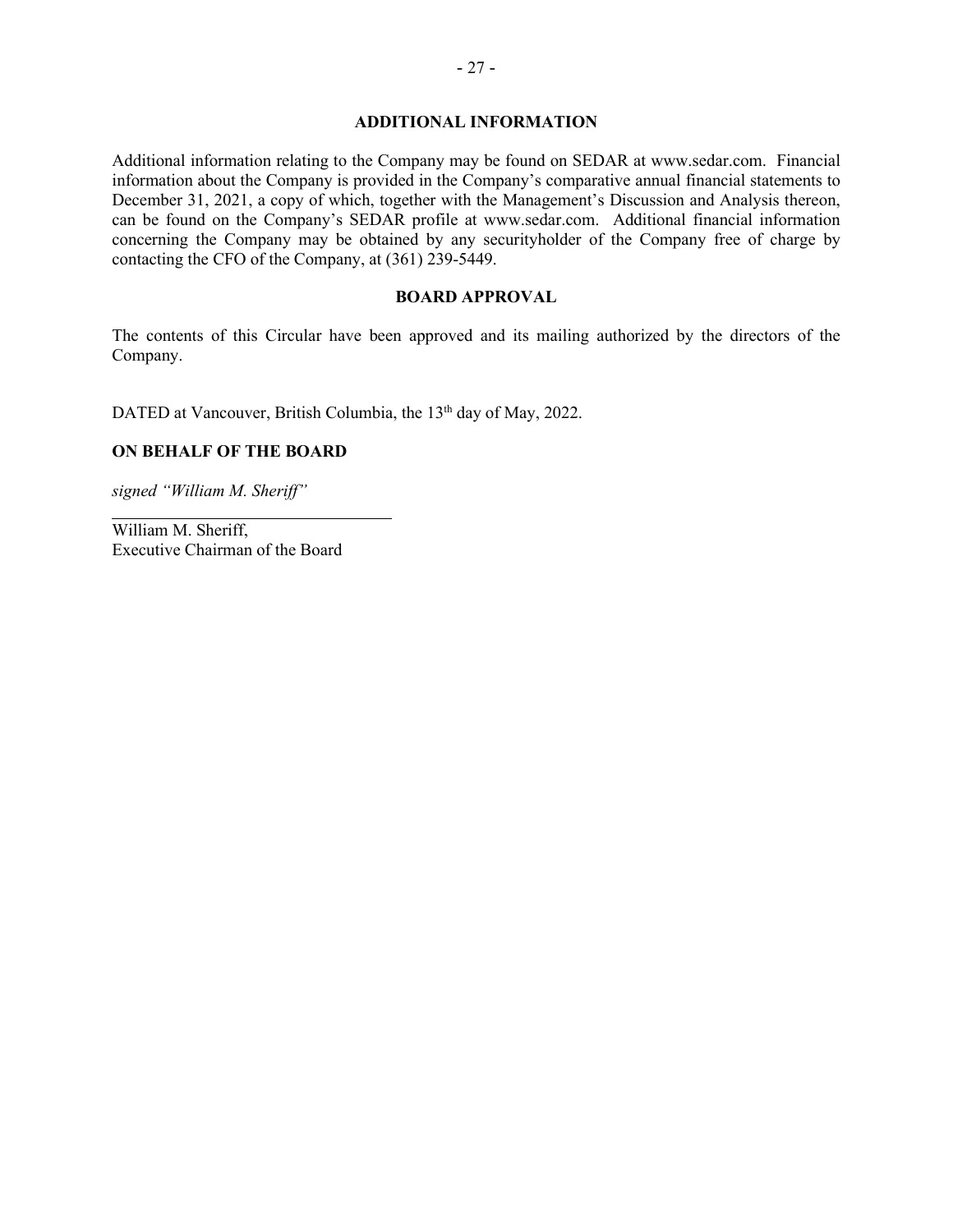## ADDITIONAL INFORMATION

Additional information relating to the Company may be found on SEDAR at www.sedar.com. Financial information about the Company is provided in the Company's comparative annual financial statements to December 31, 2021, a copy of which, together with the Management's Discussion and Analysis thereon, can be found on the Company's SEDAR profile at www.sedar.com. Additional financial information concerning the Company may be obtained by any securityholder of the Company free of charge by contacting the CFO of the Company, at (361) 239-5449.

## BOARD APPROVAL

The contents of this Circular have been approved and its mailing authorized by the directors of the Company.

DATED at Vancouver, British Columbia, the 13th day of May, 2022.

**ON BEHALF OF THE BOARD**

*signed "William M. Sheriff"*

William M. Sheriff,
Executive Chairman of the Board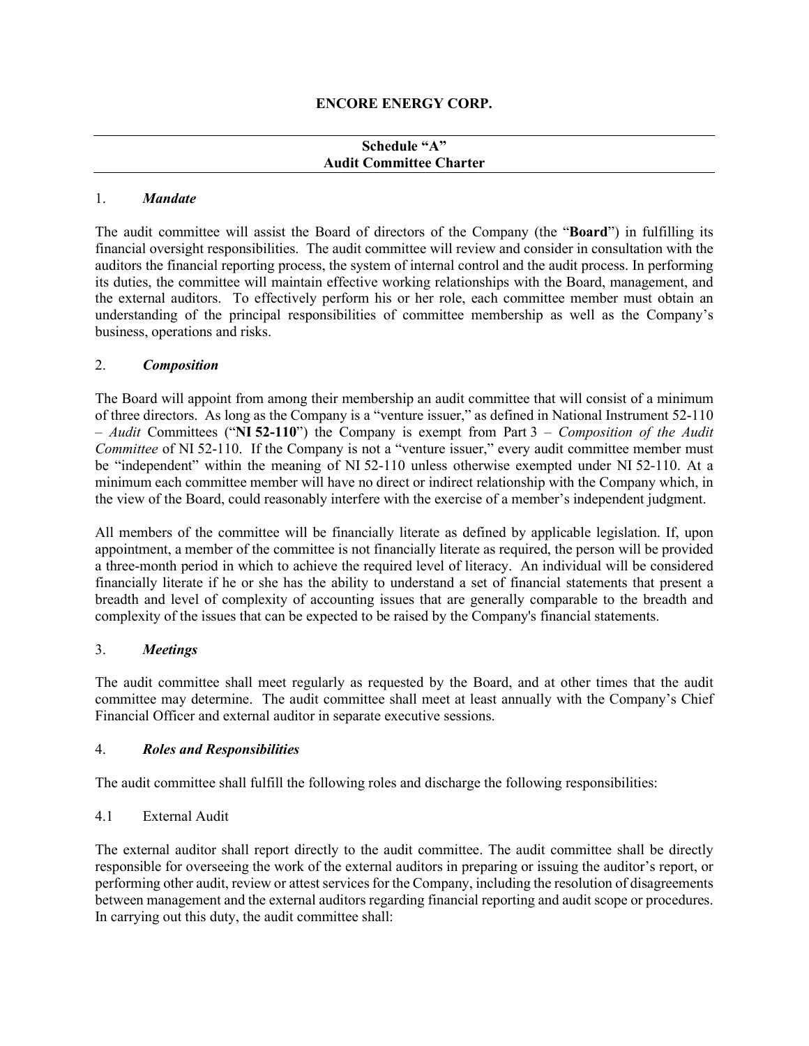**ENCORE ENERGY CORP.**

---

**Schedule "A"**
**Audit Committee Charter**

---

1. ***Mandate***

The audit committee will assist the Board of directors of the Company (the "**Board**") in fulfilling its financial oversight responsibilities. The audit committee will review and consider in consultation with the auditors the financial reporting process, the system of internal control and the audit process. In performing its duties, the committee will maintain effective working relationships with the Board, management, and the external auditors. To effectively perform his or her role, each committee member must obtain an understanding of the principal responsibilities of committee membership as well as the Company's business, operations and risks.

2. ***Composition***

The Board will appoint from among their membership an audit committee that will consist of a minimum of three directors. As long as the Company is a "venture issuer," as defined in National Instrument 52-110 – *Audit* Committees ("**NI 52-110**") the Company is exempt from Part 3 – *Composition of the Audit Committee* of NI 52-110. If the Company is not a "venture issuer," every audit committee member must be "independent" within the meaning of NI 52-110 unless otherwise exempted under NI 52-110. At a minimum each committee member will have no direct or indirect relationship with the Company which, in the view of the Board, could reasonably interfere with the exercise of a member's independent judgment.

All members of the committee will be financially literate as defined by applicable legislation. If, upon appointment, a member of the committee is not financially literate as required, the person will be provided a three-month period in which to achieve the required level of literacy. An individual will be considered financially literate if he or she has the ability to understand a set of financial statements that present a breadth and level of complexity of accounting issues that are generally comparable to the breadth and complexity of the issues that can be expected to be raised by the Company's financial statements.

3. ***Meetings***

The audit committee shall meet regularly as requested by the Board, and at other times that the audit committee may determine. The audit committee shall meet at least annually with the Company's Chief Financial Officer and external auditor in separate executive sessions.

4. ***Roles and Responsibilities***

The audit committee shall fulfill the following roles and discharge the following responsibilities:

4.1 External Audit

The external auditor shall report directly to the audit committee. The audit committee shall be directly responsible for overseeing the work of the external auditors in preparing or issuing the auditor's report, or performing other audit, review or attest services for the Company, including the resolution of disagreements between management and the external auditors regarding financial reporting and audit scope or procedures. In carrying out this duty, the audit committee shall: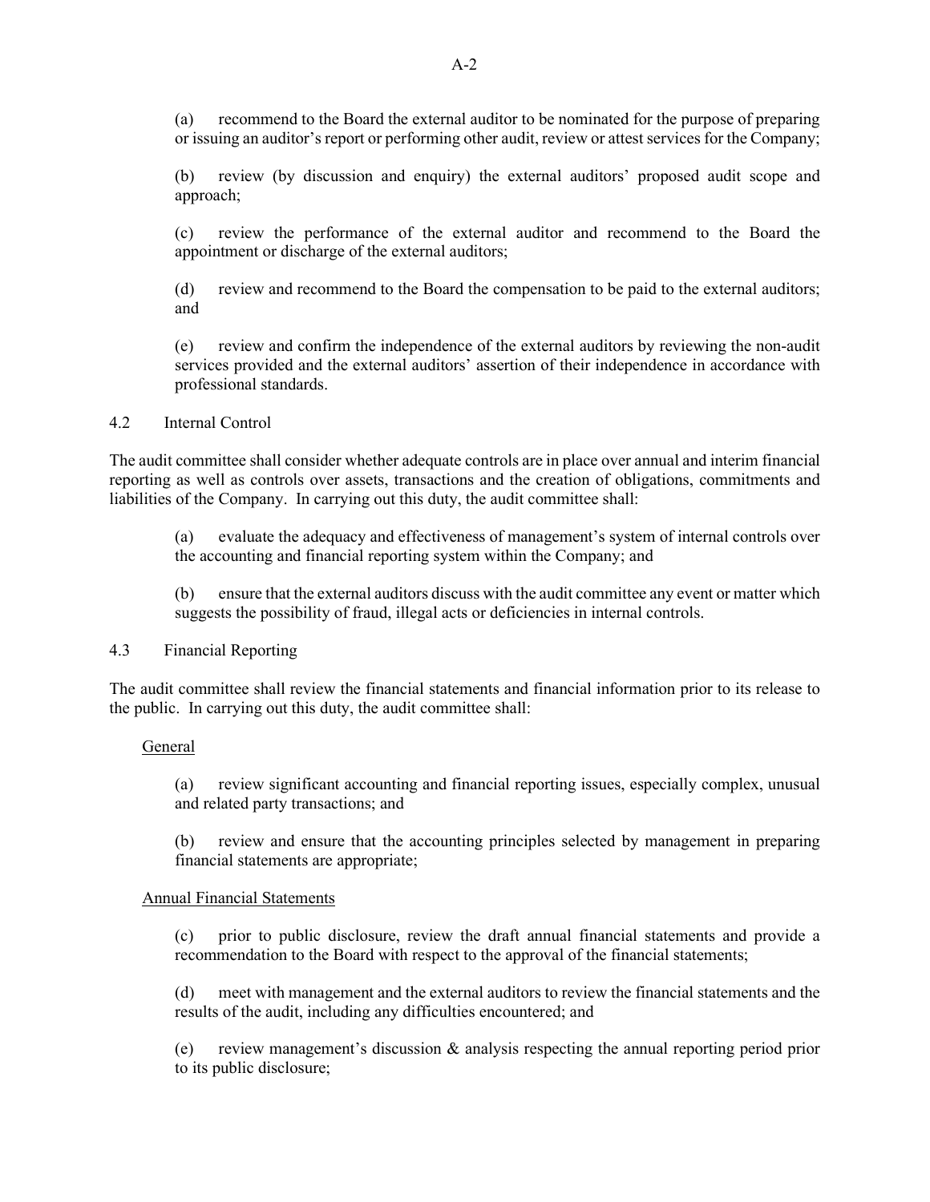(a) recommend to the Board the external auditor to be nominated for the purpose of preparing or issuing an auditor's report or performing other audit, review or attest services for the Company;

(b) review (by discussion and enquiry) the external auditors' proposed audit scope and approach;

(c) review the performance of the external auditor and recommend to the Board the appointment or discharge of the external auditors;

(d) review and recommend to the Board the compensation to be paid to the external auditors; and

(e) review and confirm the independence of the external auditors by reviewing the non-audit services provided and the external auditors' assertion of their independence in accordance with professional standards.

4.2 Internal Control

The audit committee shall consider whether adequate controls are in place over annual and interim financial reporting as well as controls over assets, transactions and the creation of obligations, commitments and liabilities of the Company. In carrying out this duty, the audit committee shall:

(a) evaluate the adequacy and effectiveness of management's system of internal controls over the accounting and financial reporting system within the Company; and

(b) ensure that the external auditors discuss with the audit committee any event or matter which suggests the possibility of fraud, illegal acts or deficiencies in internal controls.

4.3 Financial Reporting

The audit committee shall review the financial statements and financial information prior to its release to the public. In carrying out this duty, the audit committee shall:

<u>General</u>

(a) review significant accounting and financial reporting issues, especially complex, unusual and related party transactions; and

(b) review and ensure that the accounting principles selected by management in preparing financial statements are appropriate;

<u>Annual Financial Statements</u>

(c) prior to public disclosure, review the draft annual financial statements and provide a recommendation to the Board with respect to the approval of the financial statements;

(d) meet with management and the external auditors to review the financial statements and the results of the audit, including any difficulties encountered; and

(e) review management's discussion & analysis respecting the annual reporting period prior to its public disclosure;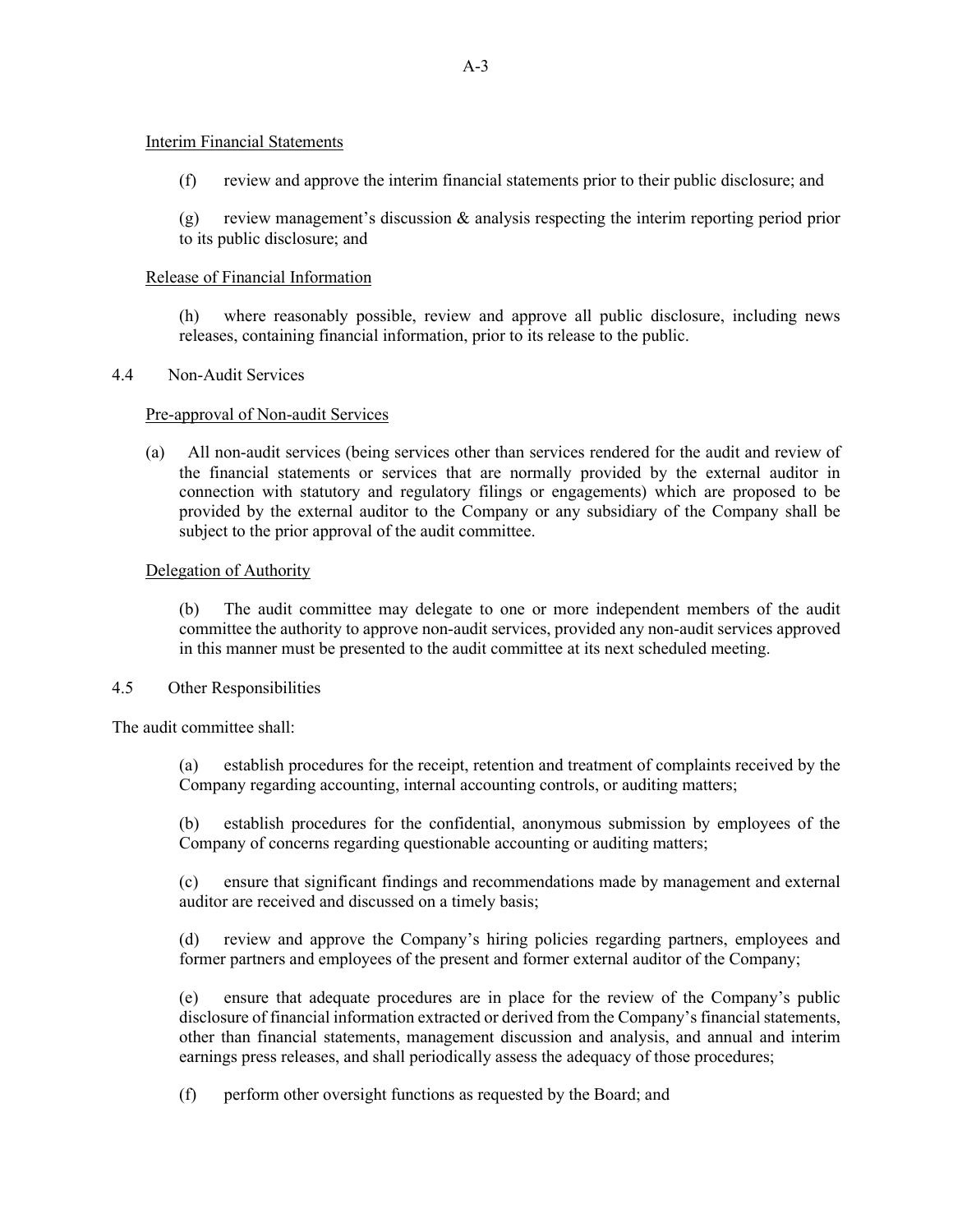Interim Financial Statements

(f) review and approve the interim financial statements prior to their public disclosure; and

(g) review management's discussion & analysis respecting the interim reporting period prior to its public disclosure; and

Release of Financial Information

(h) where reasonably possible, review and approve all public disclosure, including news releases, containing financial information, prior to its release to the public.

4.4 Non-Audit Services

Pre-approval of Non-audit Services

(a) All non-audit services (being services other than services rendered for the audit and review of the financial statements or services that are normally provided by the external auditor in connection with statutory and regulatory filings or engagements) which are proposed to be provided by the external auditor to the Company or any subsidiary of the Company shall be subject to the prior approval of the audit committee.

Delegation of Authority

(b) The audit committee may delegate to one or more independent members of the audit committee the authority to approve non-audit services, provided any non-audit services approved in this manner must be presented to the audit committee at its next scheduled meeting.

4.5 Other Responsibilities

The audit committee shall:

(a) establish procedures for the receipt, retention and treatment of complaints received by the Company regarding accounting, internal accounting controls, or auditing matters;

(b) establish procedures for the confidential, anonymous submission by employees of the Company of concerns regarding questionable accounting or auditing matters;

(c) ensure that significant findings and recommendations made by management and external auditor are received and discussed on a timely basis;

(d) review and approve the Company's hiring policies regarding partners, employees and former partners and employees of the present and former external auditor of the Company;

(e) ensure that adequate procedures are in place for the review of the Company's public disclosure of financial information extracted or derived from the Company's financial statements, other than financial statements, management discussion and analysis, and annual and interim earnings press releases, and shall periodically assess the adequacy of those procedures;

(f) perform other oversight functions as requested by the Board; and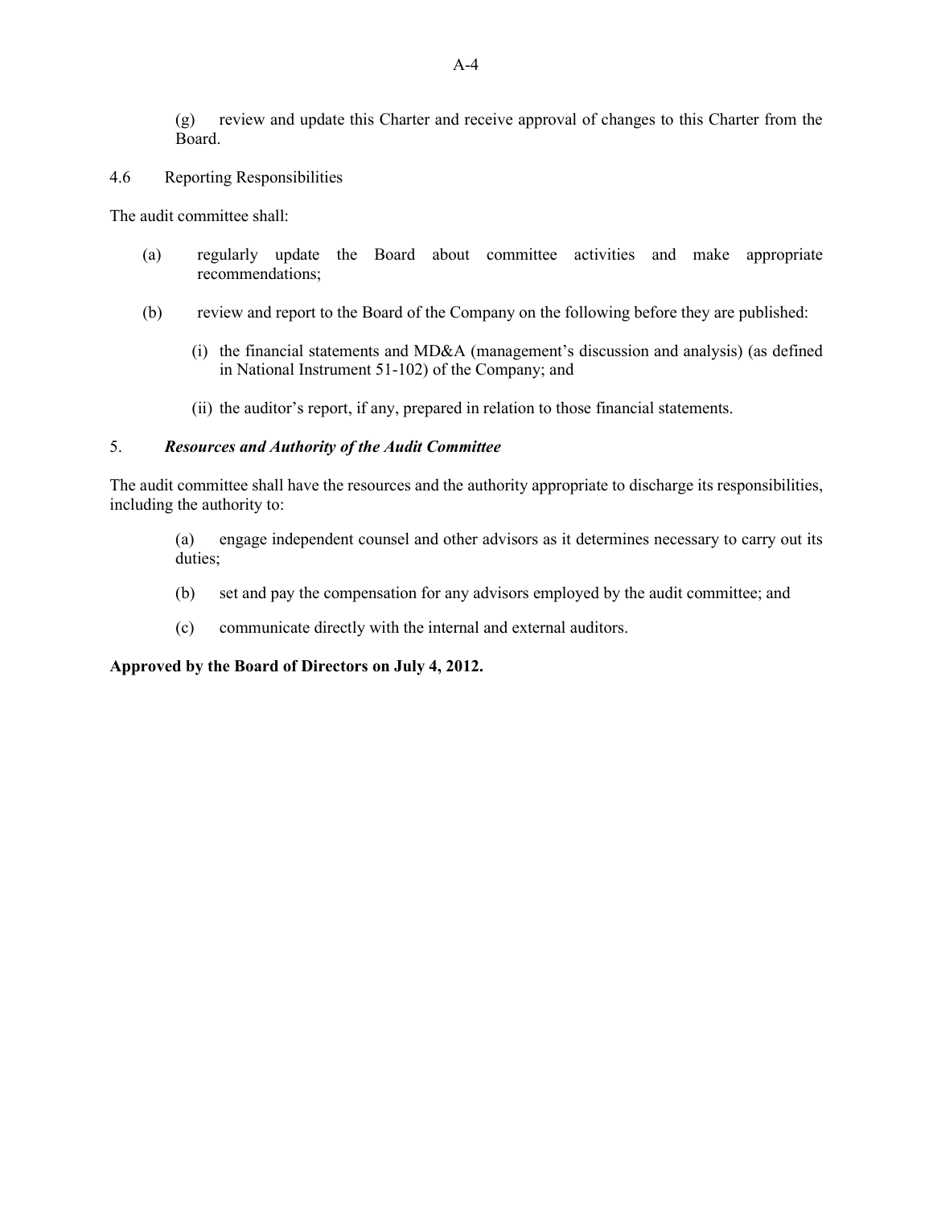(g) review and update this Charter and receive approval of changes to this Charter from the Board.

4.6 Reporting Responsibilities

The audit committee shall:

(a) regularly update the Board about committee activities and make appropriate recommendations;

(b) review and report to the Board of the Company on the following before they are published:

  (i) the financial statements and MD&A (management's discussion and analysis) (as defined in National Instrument 51-102) of the Company; and

  (ii) the auditor's report, if any, prepared in relation to those financial statements.

## 5. *Resources and Authority of the Audit Committee*

The audit committee shall have the resources and the authority appropriate to discharge its responsibilities, including the authority to:

(a) engage independent counsel and other advisors as it determines necessary to carry out its duties;

(b) set and pay the compensation for any advisors employed by the audit committee; and

(c) communicate directly with the internal and external auditors.

**Approved by the Board of Directors on July 4, 2012.**